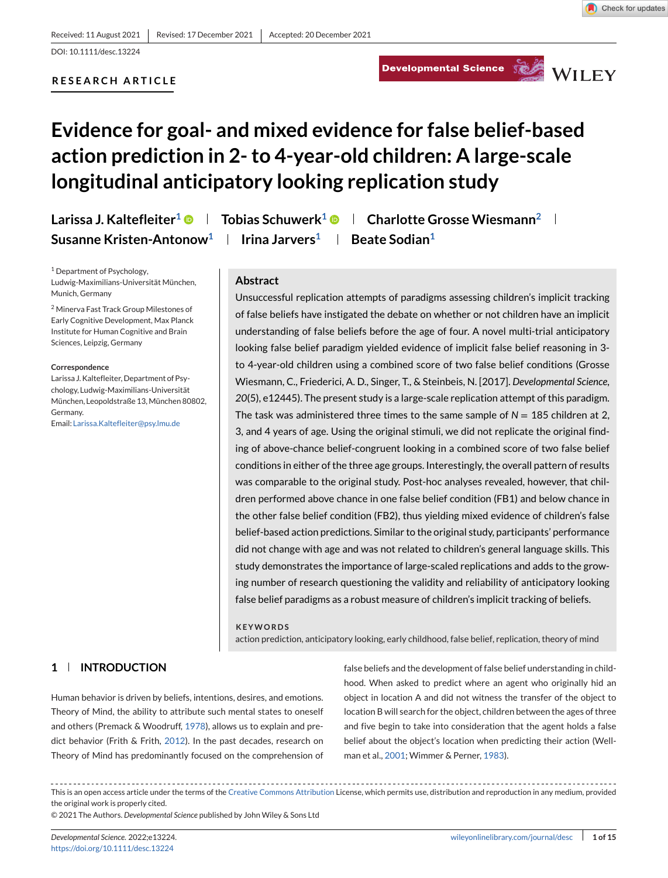Received: 11 August 2021 | Revised: 17 December 2021 | Accepted: 20 December 2021

DOI: 10.1111/desc.13224

RESEARCH ARTICLE

# Evidence for goal- and mixed evidence for false belief-based action prediction in 2- to 4-year-old children: A large-scale longitudinal anticipatory looking replication study

Larissa J. Kaltefleiter[1] | Tobias Schuwerk[1] | Charlotte Grosse Wiesmann[2] | Susanne Kristen-Antonow[1] | Irina Jarvers[1] | Beate Sodian[1]

[1] Department of Psychology, Ludwig-Maximilians-Universität München, Munich, Germany

[2] Minerva Fast Track Group Milestones of Early Cognitive Development, Max Planck Institute for Human Cognitive and Brain Sciences, Leipzig, Germany

**Correspondence**
Larissa J. Kaltefleiter, Department of Psychology, Ludwig-Maximilians-Universität München, Leopoldstraße 13, München 80802, Germany.
Email: Larissa.Kaltefleiter@psy.lmu.de

## Abstract

Unsuccessful replication attempts of paradigms assessing children's implicit tracking of false beliefs have instigated the debate on whether or not children have an implicit understanding of false beliefs before the age of four. A novel multi-trial anticipatory looking false belief paradigm yielded evidence of implicit false belief reasoning in 3- to 4-year-old children using a combined score of two false belief conditions (Grosse Wiesmann, C., Friederici, A. D., Singer, T., & Steinbeis, N. [2017]. *Developmental Science*, *20*(5), e12445). The present study is a large-scale replication attempt of this paradigm. The task was administered three times to the same sample of $N = 185$ children at 2, 3, and 4 years of age. Using the original stimuli, we did not replicate the original finding of above-chance belief-congruent looking in a combined score of two false belief conditions in either of the three age groups. Interestingly, the overall pattern of results was comparable to the original study. Post-hoc analyses revealed, however, that children performed above chance in one false belief condition (FB1) and below chance in the other false belief condition (FB2), thus yielding mixed evidence of children's false belief-based action predictions. Similar to the original study, participants' performance did not change with age and was not related to children's general language skills. This study demonstrates the importance of large-scaled replications and adds to the growing number of research questioning the validity and reliability of anticipatory looking false belief paradigms as a robust measure of children's implicit tracking of beliefs.

**KEYWORDS**
action prediction, anticipatory looking, early childhood, false belief, replication, theory of mind

## 1 | INTRODUCTION

Human behavior is driven by beliefs, intentions, desires, and emotions. Theory of Mind, the ability to attribute such mental states to oneself and others (Premack & Woodruff, 1978), allows us to explain and predict behavior (Frith & Frith, 2012). In the past decades, research on Theory of Mind has predominantly focused on the comprehension of false beliefs and the development of false belief understanding in childhood. When asked to predict where an agent who originally hid an object in location A and did not witness the transfer of the object to location B will search for the object, children between the ages of three and five begin to take into consideration that the agent holds a false belief about the object's location when predicting their action (Wellman et al., 2001; Wimmer & Perner, 1983).

This is an open access article under the terms of the Creative Commons Attribution License, which permits use, distribution and reproduction in any medium, provided the original work is properly cited.
© 2021 The Authors. *Developmental Science* published by John Wiley & Sons Ltd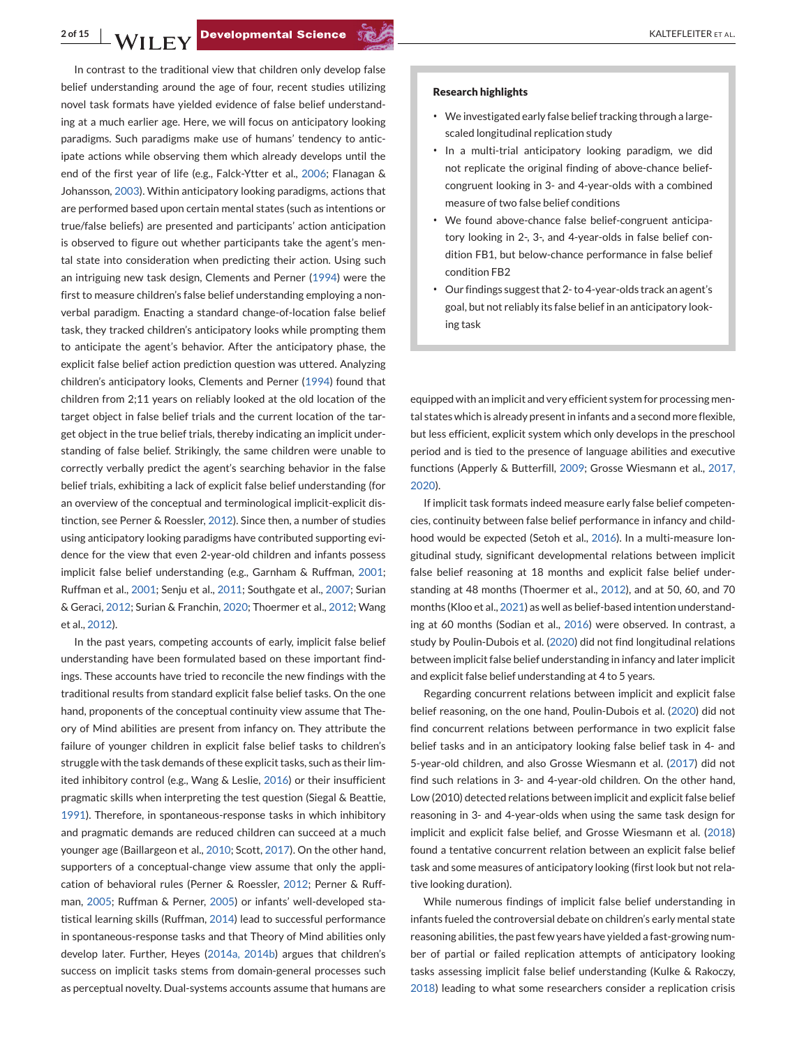In contrast to the traditional view that children only develop false belief understanding around the age of four, recent studies utilizing novel task formats have yielded evidence of false belief understanding at a much earlier age. Here, we will focus on anticipatory looking paradigms. Such paradigms make use of humans' tendency to anticipate actions while observing them which already develops until the end of the first year of life (e.g., Falck-Ytter et al., 2006; Flanagan & Johansson, 2003). Within anticipatory looking paradigms, actions that are performed based upon certain mental states (such as intentions or true/false beliefs) are presented and participants' action anticipation is observed to figure out whether participants take the agent's mental state into consideration when predicting their action. Using such an intriguing new task design, Clements and Perner (1994) were the first to measure children's false belief understanding employing a nonverbal paradigm. Enacting a standard change-of-location false belief task, they tracked children's anticipatory looks while prompting them to anticipate the agent's behavior. After the anticipatory phase, the explicit false belief action prediction question was uttered. Analyzing children's anticipatory looks, Clements and Perner (1994) found that children from 2;11 years on reliably looked at the old location of the target object in false belief trials and the current location of the target object in the true belief trials, thereby indicating an implicit understanding of false belief. Strikingly, the same children were unable to correctly verbally predict the agent's searching behavior in the false belief trials, exhibiting a lack of explicit false belief understanding (for an overview of the conceptual and terminological implicit-explicit distinction, see Perner & Roessler, 2012). Since then, a number of studies using anticipatory looking paradigms have contributed supporting evidence for the view that even 2-year-old children and infants possess implicit false belief understanding (e.g., Garnham & Ruffman, 2001; Ruffman et al., 2001; Senju et al., 2011; Southgate et al., 2007; Surian & Geraci, 2012; Surian & Franchin, 2020; Thoermer et al., 2012; Wang et al., 2012).

In the past years, competing accounts of early, implicit false belief understanding have been formulated based on these important findings. These accounts have tried to reconcile the new findings with the traditional results from standard explicit false belief tasks. On the one hand, proponents of the conceptual continuity view assume that Theory of Mind abilities are present from infancy on. They attribute the failure of younger children in explicit false belief tasks to children's struggle with the task demands of these explicit tasks, such as their limited inhibitory control (e.g., Wang & Leslie, 2016) or their insufficient pragmatic skills when interpreting the test question (Siegal & Beattie, 1991). Therefore, in spontaneous-response tasks in which inhibitory and pragmatic demands are reduced children can succeed at a much younger age (Baillargeon et al., 2010; Scott, 2017). On the other hand, supporters of a conceptual-change view assume that only the application of behavioral rules (Perner & Roessler, 2012; Perner & Ruffman, 2005; Ruffman & Perner, 2005) or infants' well-developed statistical learning skills (Ruffman, 2014) lead to successful performance in spontaneous-response tasks and that Theory of Mind abilities only develop later. Further, Heyes (2014a, 2014b) argues that children's success on implicit tasks stems from domain-general processes such as perceptual novelty. Dual-systems accounts assume that humans are equipped with an implicit and very efficient system for processing mental states which is already present in infants and a second more flexible, but less efficient, explicit system which only develops in the preschool period and is tied to the presence of language abilities and executive functions (Apperly & Butterfill, 2009; Grosse Wiesmann et al., 2017, 2020).

If implicit task formats indeed measure early false belief competencies, continuity between false belief performance in infancy and childhood would be expected (Setoh et al., 2016). In a multi-measure longitudinal study, significant developmental relations between implicit false belief reasoning at 18 months and explicit false belief understanding at 48 months (Thoermer et al., 2012), and at 50, 60, and 70 months (Kloo et al., 2021) as well as belief-based intention understanding at 60 months (Sodian et al., 2016) were observed. In contrast, a study by Poulin-Dubois et al. (2020) did not find longitudinal relations between implicit false belief understanding in infancy and later implicit and explicit false belief understanding at 4 to 5 years.

Regarding concurrent relations between implicit and explicit false belief reasoning, on the one hand, Poulin-Dubois et al. (2020) did not find concurrent relations between performance in two explicit false belief tasks and in an anticipatory looking false belief task in 4- and 5-year-old children, and also Grosse Wiesmann et al. (2017) did not find such relations in 3- and 4-year-old children. On the other hand, Low (2010) detected relations between implicit and explicit false belief reasoning in 3- and 4-year-olds when using the same task design for implicit and explicit false belief, and Grosse Wiesmann et al. (2018) found a tentative concurrent relation between an explicit false belief task and some measures of anticipatory looking (first look but not relative looking duration).

While numerous findings of implicit false belief understanding in infants fueled the controversial debate on children's early mental state reasoning abilities, the past few years have yielded a fast-growing number of partial or failed replication attempts of anticipatory looking tasks assessing implicit false belief understanding (Kulke & Rakoczy, 2018) leading to what some researchers consider a replication crisis

**Research highlights**

- We investigated early false belief tracking through a large-scaled longitudinal replication study
- In a multi-trial anticipatory looking paradigm, we did not replicate the original finding of above-chance belief-congruent looking in 3- and 4-year-olds with a combined measure of two false belief conditions
- We found above-chance false belief-congruent anticipatory looking in 2-, 3-, and 4-year-olds in false belief condition FB1, but below-chance performance in false belief condition FB2
- Our findings suggest that 2- to 4-year-olds track an agent's goal, but not reliably its false belief in an anticipatory looking task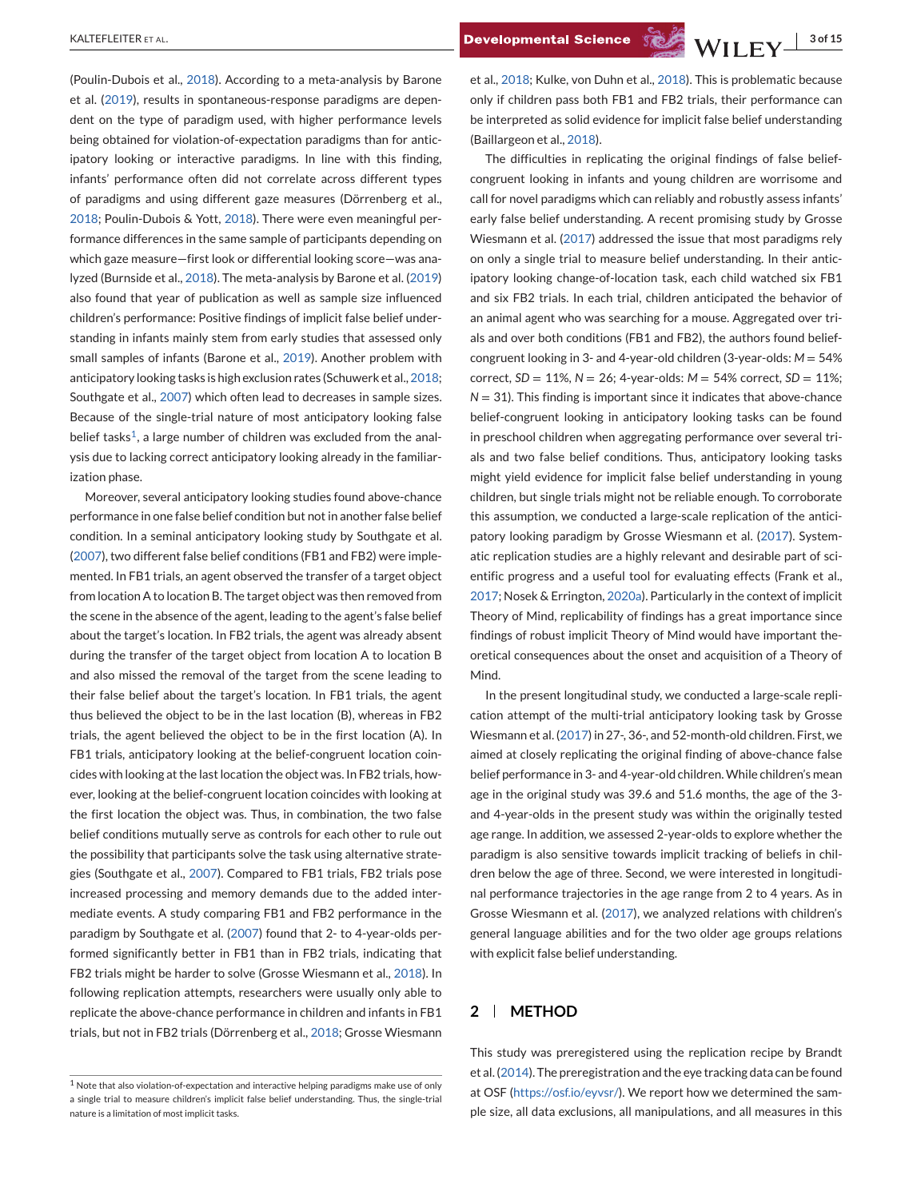(Poulin-Dubois et al., 2018). According to a meta-analysis by Barone et al. (2019), results in spontaneous-response paradigms are dependent on the type of paradigm used, with higher performance levels being obtained for violation-of-expectation paradigms than for anticipatory looking or interactive paradigms. In line with this finding, infants' performance often did not correlate across different types of paradigms and using different gaze measures (Dörrenberg et al., 2018; Poulin-Dubois & Yott, 2018). There were even meaningful performance differences in the same sample of participants depending on which gaze measure—first look or differential looking score—was analyzed (Burnside et al., 2018). The meta-analysis by Barone et al. (2019) also found that year of publication as well as sample size influenced children's performance: Positive findings of implicit false belief understanding in infants mainly stem from early studies that assessed only small samples of infants (Barone et al., 2019). Another problem with anticipatory looking tasks is high exclusion rates (Schuwerk et al., 2018; Southgate et al., 2007) which often lead to decreases in sample sizes. Because of the single-trial nature of most anticipatory looking false belief tasks[1], a large number of children was excluded from the analysis due to lacking correct anticipatory looking already in the familiarization phase.

Moreover, several anticipatory looking studies found above-chance performance in one false belief condition but not in another false belief condition. In a seminal anticipatory looking study by Southgate et al. (2007), two different false belief conditions (FB1 and FB2) were implemented. In FB1 trials, an agent observed the transfer of a target object from location A to location B. The target object was then removed from the scene in the absence of the agent, leading to the agent's false belief about the target's location. In FB2 trials, the agent was already absent during the transfer of the target object from location A to location B and also missed the removal of the target from the scene leading to their false belief about the target's location. In FB1 trials, the agent thus believed the object to be in the last location (B), whereas in FB2 trials, the agent believed the object to be in the first location (A). In FB1 trials, anticipatory looking at the belief-congruent location coincides with looking at the last location the object was. In FB2 trials, however, looking at the belief-congruent location coincides with looking at the first location the object was. Thus, in combination, the two false belief conditions mutually serve as controls for each other to rule out the possibility that participants solve the task using alternative strategies (Southgate et al., 2007). Compared to FB1 trials, FB2 trials pose increased processing and memory demands due to the added intermediate events. A study comparing FB1 and FB2 performance in the paradigm by Southgate et al. (2007) found that 2- to 4-year-olds performed significantly better in FB1 than in FB2 trials, indicating that FB2 trials might be harder to solve (Grosse Wiesmann et al., 2018). In following replication attempts, researchers were usually only able to replicate the above-chance performance in children and infants in FB1 trials, but not in FB2 trials (Dörrenberg et al., 2018; Grosse Wiesmann et al., 2018; Kulke, von Duhn et al., 2018). This is problematic because only if children pass both FB1 and FB2 trials, their performance can be interpreted as solid evidence for implicit false belief understanding (Baillargeon et al., 2018).

The difficulties in replicating the original findings of false belief-congruent looking in infants and young children are worrisome and call for novel paradigms which can reliably and robustly assess infants' early false belief understanding. A recent promising study by Grosse Wiesmann et al. (2017) addressed the issue that most paradigms rely on only a single trial to measure belief understanding. In their anticipatory looking change-of-location task, each child watched six FB1 and six FB2 trials. In each trial, children anticipated the behavior of an animal agent who was searching for a mouse. Aggregated over trials and over both conditions (FB1 and FB2), the authors found belief-congruent looking in 3- and 4-year-old children (3-year-olds: $M = 54\%$ correct, $SD = 11\%$, $N = 26$; 4-year-olds: $M = 54\%$ correct, $SD = 11\%$; $N = 31$). This finding is important since it indicates that above-chance belief-congruent looking in anticipatory looking tasks can be found in preschool children when aggregating performance over several trials and two false belief conditions. Thus, anticipatory looking tasks might yield evidence for implicit false belief understanding in young children, but single trials might not be reliable enough. To corroborate this assumption, we conducted a large-scale replication of the anticipatory looking paradigm by Grosse Wiesmann et al. (2017). Systematic replication studies are a highly relevant and desirable part of scientific progress and a useful tool for evaluating effects (Frank et al., 2017; Nosek & Errington, 2020a). Particularly in the context of implicit Theory of Mind, replicability of findings has a great importance since findings of robust implicit Theory of Mind would have important theoretical consequences about the onset and acquisition of a Theory of Mind.

In the present longitudinal study, we conducted a large-scale replication attempt of the multi-trial anticipatory looking task by Grosse Wiesmann et al. (2017) in 27-, 36-, and 52-month-old children. First, we aimed at closely replicating the original finding of above-chance false belief performance in 3- and 4-year-old children. While children's mean age in the original study was 39.6 and 51.6 months, the age of the 3- and 4-year-olds in the present study was within the originally tested age range. In addition, we assessed 2-year-olds to explore whether the paradigm is also sensitive towards implicit tracking of beliefs in children below the age of three. Second, we were interested in longitudinal performance trajectories in the age range from 2 to 4 years. As in Grosse Wiesmann et al. (2017), we analyzed relations with children's general language abilities and for the two older age groups relations with explicit false belief understanding.

## 2 | METHOD

This study was preregistered using the replication recipe by Brandt et al. (2014). The preregistration and the eye tracking data can be found at OSF (https://osf.io/eyvsr/). We report how we determined the sample size, all data exclusions, all manipulations, and all measures in this

[1] Note that also violation-of-expectation and interactive helping paradigms make use of only a single trial to measure children's implicit false belief understanding. Thus, the single-trial nature is a limitation of most implicit tasks.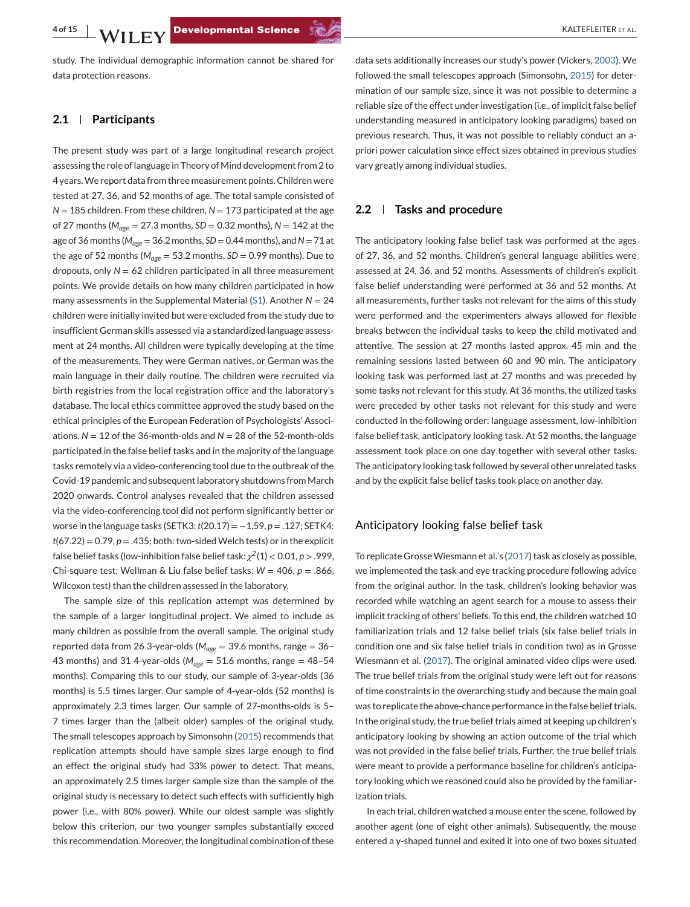study. The individual demographic information cannot be shared for data protection reasons.

## 2.1 | Participants

The present study was part of a large longitudinal research project assessing the role of language in Theory of Mind development from 2 to 4 years. We report data from three measurement points. Children were tested at 27, 36, and 52 months of age. The total sample consisted of $N = 185$ children. From these children, $N = 173$ participated at the age of 27 months ($M_{age} = 27.3$ months, $SD = 0.32$ months), $N = 142$ at the age of 36 months ($M_{age} = 36.2$ months, $SD = 0.44$ months), and $N = 71$ at the age of 52 months ($M_{age} = 53.2$ months, $SD = 0.99$ months). Due to dropouts, only $N = 62$ children participated in all three measurement points. We provide details on how many children participated in how many assessments in the Supplemental Material (S1). Another $N = 24$ children were initially invited but were excluded from the study due to insufficient German skills assessed via a standardized language assessment at 24 months. All children were typically developing at the time of the measurements. They were German natives, or German was the main language in their daily routine. The children were recruited via birth registries from the local registration office and the laboratory's database. The local ethics committee approved the study based on the ethical principles of the European Federation of Psychologists' Associations. $N = 12$ of the 36-month-olds and $N = 28$ of the 52-month-olds participated in the false belief tasks and in the majority of the language tasks remotely via a video-conferencing tool due to the outbreak of the Covid-19 pandemic and subsequent laboratory shutdowns from March 2020 onwards. Control analyses revealed that the children assessed via the video-conferencing tool did not perform significantly better or worse in the language tasks (SETK3: $t(20.17) = -1.59$, $p = .127$; SETK4: $t(67.22) = 0.79$, $p = .435$; both: two-sided Welch tests) or in the explicit false belief tasks (low-inhibition false belief task: $\chi^2(1) < 0.01$, $p > .999$, Chi-square test; Wellman & Liu false belief tasks: $W = 406$, $p = .866$, Wilcoxon test) than the children assessed in the laboratory.

The sample size of this replication attempt was determined by the sample of a larger longitudinal project. We aimed to include as many children as possible from the overall sample. The original study reported data from 26 3-year-olds ($M_{age} = 39.6$ months, range = 36–43 months) and 31 4-year-olds ($M_{age} = 51.6$ months, range = 48–54 months). Comparing this to our study, our sample of 3-year-olds (36 months) is 5.5 times larger. Our sample of 4-year-olds (52 months) is approximately 2.3 times larger. Our sample of 27-months-olds is 5–7 times larger than the (albeit older) samples of the original study. The small telescopes approach by Simonsohn (2015) recommends that replication attempts should have sample sizes large enough to find an effect the original study had 33% power to detect. That means, an approximately 2.5 times larger sample size than the sample of the original study is necessary to detect such effects with sufficiently high power (i.e., with 80% power). While our oldest sample was slightly below this criterion, our two younger samples substantially exceed this recommendation. Moreover, the longitudinal combination of these data sets additionally increases our study's power (Vickers, 2003). We followed the small telescopes approach (Simonsohn, 2015) for determination of our sample size, since it was not possible to determine a reliable size of the effect under investigation (i.e., of implicit false belief understanding measured in anticipatory looking paradigms) based on previous research. Thus, it was not possible to reliably conduct an a-priori power calculation since effect sizes obtained in previous studies vary greatly among individual studies.

## 2.2 | Tasks and procedure

The anticipatory looking false belief task was performed at the ages of 27, 36, and 52 months. Children's general language abilities were assessed at 24, 36, and 52 months. Assessments of children's explicit false belief understanding were performed at 36 and 52 months. At all measurements, further tasks not relevant for the aims of this study were performed and the experimenters always allowed for flexible breaks between the individual tasks to keep the child motivated and attentive. The session at 27 months lasted approx. 45 min and the remaining sessions lasted between 60 and 90 min. The anticipatory looking task was performed last at 27 months and was preceded by some tasks not relevant for this study. At 36 months, the utilized tasks were preceded by other tasks not relevant for this study and were conducted in the following order: language assessment, low-inhibition false belief task, anticipatory looking task. At 52 months, the language assessment took place on one day together with several other tasks. The anticipatory looking task followed by several other unrelated tasks and by the explicit false belief tasks took place on another day.

### Anticipatory looking false belief task

To replicate Grosse Wiesmann et al.'s (2017) task as closely as possible, we implemented the task and eye tracking procedure following advice from the original author. In the task, children's looking behavior was recorded while watching an agent search for a mouse to assess their implicit tracking of others' beliefs. To this end, the children watched 10 familiarization trials and 12 false belief trials (six false belief trials in condition one and six false belief trials in condition two) as in Grosse Wiesmann et al. (2017). The original aminated video clips were used. The true belief trials from the original study were left out for reasons of time constraints in the overarching study and because the main goal was to replicate the above-chance performance in the false belief trials. In the original study, the true belief trials aimed at keeping up children's anticipatory looking by showing an action outcome of the trial which was not provided in the false belief trials. Further, the true belief trials were meant to provide a performance baseline for children's anticipatory looking which we reasoned could also be provided by the familiarization trials.

In each trial, children watched a mouse enter the scene, followed by another agent (one of eight other animals). Subsequently, the mouse entered a y-shaped tunnel and exited it into one of two boxes situated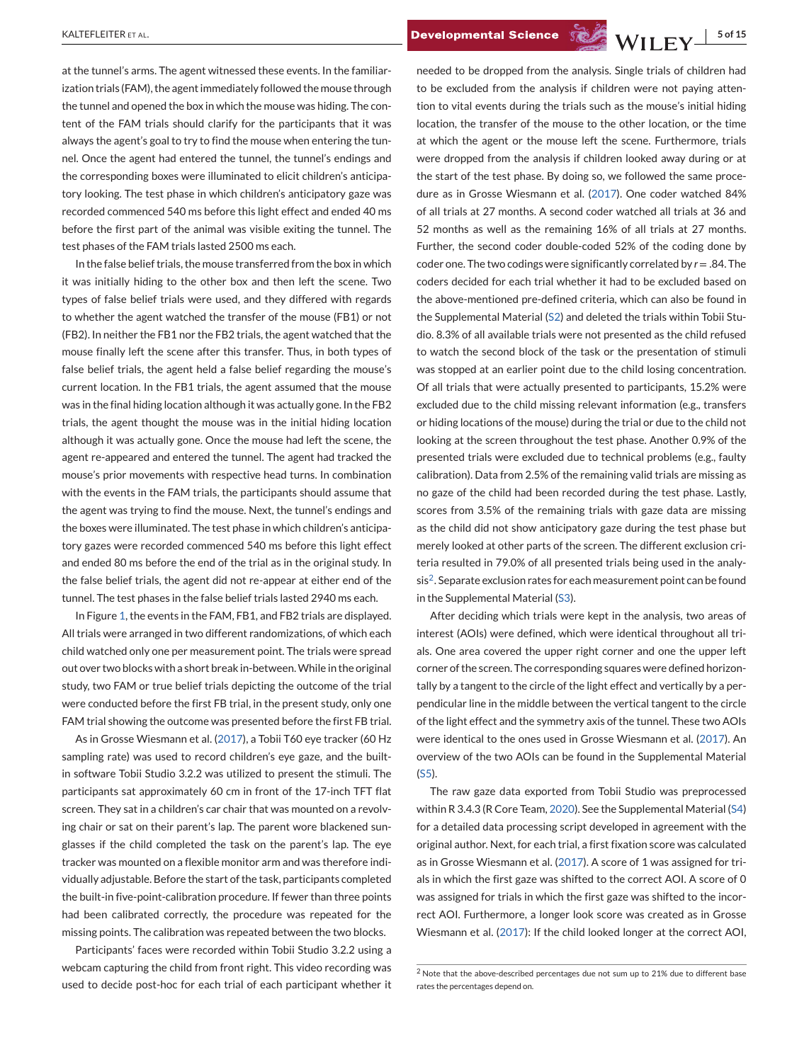at the tunnel's arms. The agent witnessed these events. In the familiarization trials (FAM), the agent immediately followed the mouse through the tunnel and opened the box in which the mouse was hiding. The content of the FAM trials should clarify for the participants that it was always the agent's goal to try to find the mouse when entering the tunnel. Once the agent had entered the tunnel, the tunnel's endings and the corresponding boxes were illuminated to elicit children's anticipatory looking. The test phase in which children's anticipatory gaze was recorded commenced 540 ms before this light effect and ended 40 ms before the first part of the animal was visible exiting the tunnel. The test phases of the FAM trials lasted 2500 ms each.

In the false belief trials, the mouse transferred from the box in which it was initially hiding to the other box and then left the scene. Two types of false belief trials were used, and they differed with regards to whether the agent watched the transfer of the mouse (FB1) or not (FB2). In neither the FB1 nor the FB2 trials, the agent watched that the mouse finally left the scene after this transfer. Thus, in both types of false belief trials, the agent held a false belief regarding the mouse's current location. In the FB1 trials, the agent assumed that the mouse was in the final hiding location although it was actually gone. In the FB2 trials, the agent thought the mouse was in the initial hiding location although it was actually gone. Once the mouse had left the scene, the agent re-appeared and entered the tunnel. The agent had tracked the mouse's prior movements with respective head turns. In combination with the events in the FAM trials, the participants should assume that the agent was trying to find the mouse. Next, the tunnel's endings and the boxes were illuminated. The test phase in which children's anticipatory gazes were recorded commenced 540 ms before this light effect and ended 80 ms before the end of the trial as in the original study. In the false belief trials, the agent did not re-appear at either end of the tunnel. The test phases in the false belief trials lasted 2940 ms each.

In Figure 1, the events in the FAM, FB1, and FB2 trials are displayed. All trials were arranged in two different randomizations, of which each child watched only one per measurement point. The trials were spread out over two blocks with a short break in-between. While in the original study, two FAM or true belief trials depicting the outcome of the trial were conducted before the first FB trial, in the present study, only one FAM trial showing the outcome was presented before the first FB trial.

As in Grosse Wiesmann et al. (2017), a Tobii T60 eye tracker (60 Hz sampling rate) was used to record children's eye gaze, and the built-in software Tobii Studio 3.2.2 was utilized to present the stimuli. The participants sat approximately 60 cm in front of the 17-inch TFT flat screen. They sat in a children's car chair that was mounted on a revolving chair or sat on their parent's lap. The parent wore blackened sunglasses if the child completed the task on the parent's lap. The eye tracker was mounted on a flexible monitor arm and was therefore individually adjustable. Before the start of the task, participants completed the built-in five-point-calibration procedure. If fewer than three points had been calibrated correctly, the procedure was repeated for the missing points. The calibration was repeated between the two blocks.

Participants' faces were recorded within Tobii Studio 3.2.2 using a webcam capturing the child from front right. This video recording was used to decide post-hoc for each trial of each participant whether it needed to be dropped from the analysis. Single trials of children had to be excluded from the analysis if children were not paying attention to vital events during the trials such as the mouse's initial hiding location, the transfer of the mouse to the other location, or the time at which the agent or the mouse left the scene. Furthermore, trials were dropped from the analysis if children looked away during or at the start of the test phase. By doing so, we followed the same procedure as in Grosse Wiesmann et al. (2017). One coder watched 84% of all trials at 27 months. A second coder watched all trials at 36 and 52 months as well as the remaining 16% of all trials at 27 months. Further, the second coder double-coded 52% of the coding done by coder one. The two codings were significantly correlated by $r = .84$. The coders decided for each trial whether it had to be excluded based on the above-mentioned pre-defined criteria, which can also be found in the Supplemental Material (S2) and deleted the trials within Tobii Studio. 8.3% of all available trials were not presented as the child refused to watch the second block of the task or the presentation of stimuli was stopped at an earlier point due to the child losing concentration. Of all trials that were actually presented to participants, 15.2% were excluded due to the child missing relevant information (e.g., transfers or hiding locations of the mouse) during the trial or due to the child not looking at the screen throughout the test phase. Another 0.9% of the presented trials were excluded due to technical problems (e.g., faulty calibration). Data from 2.5% of the remaining valid trials are missing as no gaze of the child had been recorded during the test phase. Lastly, scores from 3.5% of the remaining trials with gaze data are missing as the child did not show anticipatory gaze during the test phase but merely looked at other parts of the screen. The different exclusion criteria resulted in 79.0% of all presented trials being used in the analysis[2]. Separate exclusion rates for each measurement point can be found in the Supplemental Material (S3).

After deciding which trials were kept in the analysis, two areas of interest (AOIs) were defined, which were identical throughout all trials. One area covered the upper right corner and one the upper left corner of the screen. The corresponding squares were defined horizontally by a tangent to the circle of the light effect and vertically by a perpendicular line in the middle between the vertical tangent to the circle of the light effect and the symmetry axis of the tunnel. These two AOIs were identical to the ones used in Grosse Wiesmann et al. (2017). An overview of the two AOIs can be found in the Supplemental Material (S5).

The raw gaze data exported from Tobii Studio was preprocessed within R 3.4.3 (R Core Team, 2020). See the Supplemental Material (S4) for a detailed data processing script developed in agreement with the original author. Next, for each trial, a first fixation score was calculated as in Grosse Wiesmann et al. (2017). A score of 1 was assigned for trials in which the first gaze was shifted to the correct AOI. A score of 0 was assigned for trials in which the first gaze was shifted to the incorrect AOI. Furthermore, a longer look score was created as in Grosse Wiesmann et al. (2017): If the child looked longer at the correct AOI,

[2] Note that the above-described percentages due not sum up to 21% due to different base rates the percentages depend on.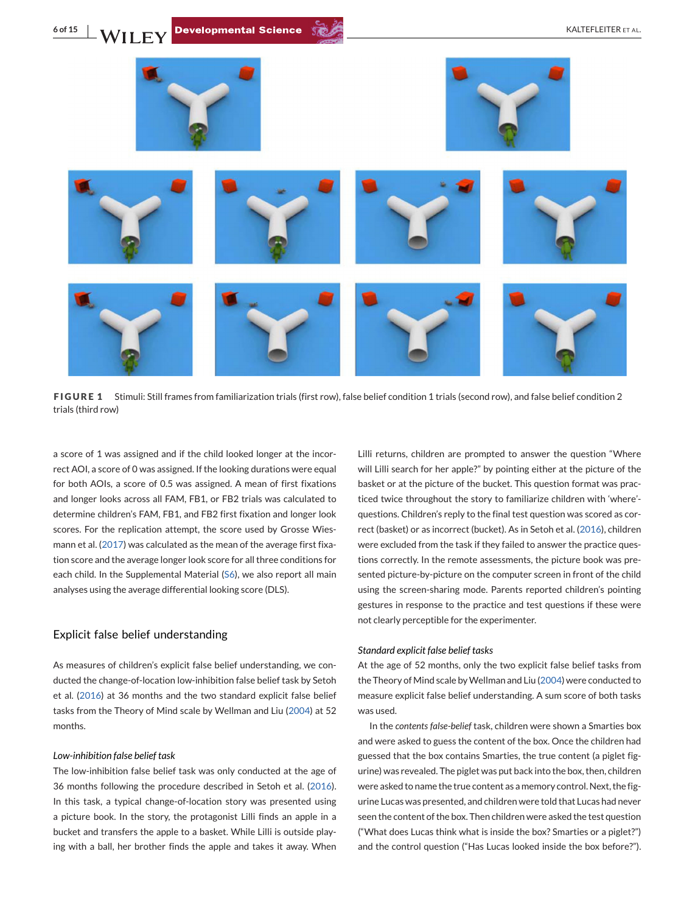**FIGURE 1** Stimuli: Still frames from familiarization trials (first row), false belief condition 1 trials (second row), and false belief condition 2 trials (third row)

a score of 1 was assigned and if the child looked longer at the incorrect AOI, a score of 0 was assigned. If the looking durations were equal for both AOIs, a score of 0.5 was assigned. A mean of first fixations and longer looks across all FAM, FB1, or FB2 trials was calculated to determine children's FAM, FB1, and FB2 first fixation and longer look scores. For the replication attempt, the score used by Grosse Wiesmann et al. (2017) was calculated as the mean of the average first fixation score and the average longer look score for all three conditions for each child. In the Supplemental Material (S6), we also report all main analyses using the average differential looking score (DLS).

## Explicit false belief understanding

As measures of children's explicit false belief understanding, we conducted the change-of-location low-inhibition false belief task by Setoh et al. (2016) at 36 months and the two standard explicit false belief tasks from the Theory of Mind scale by Wellman and Liu (2004) at 52 months.

### *Low-inhibition false belief task*

The low-inhibition false belief task was only conducted at the age of 36 months following the procedure described in Setoh et al. (2016). In this task, a typical change-of-location story was presented using a picture book. In the story, the protagonist Lilli finds an apple in a bucket and transfers the apple to a basket. While Lilli is outside playing with a ball, her brother finds the apple and takes it away. When Lilli returns, children are prompted to answer the question "Where will Lilli search for her apple?" by pointing either at the picture of the basket or at the picture of the bucket. This question format was practiced twice throughout the story to familiarize children with 'where'-questions. Children's reply to the final test question was scored as correct (basket) or as incorrect (bucket). As in Setoh et al. (2016), children were excluded from the task if they failed to answer the practice questions correctly. In the remote assessments, the picture book was presented picture-by-picture on the computer screen in front of the child using the screen-sharing mode. Parents reported children's pointing gestures in response to the practice and test questions if these were not clearly perceptible for the experimenter.

### *Standard explicit false belief tasks*

At the age of 52 months, only the two explicit false belief tasks from the Theory of Mind scale by Wellman and Liu (2004) were conducted to measure explicit false belief understanding. A sum score of both tasks was used.

In the *contents false-belief* task, children were shown a Smarties box and were asked to guess the content of the box. Once the children had guessed that the box contains Smarties, the true content (a piglet figurine) was revealed. The piglet was put back into the box, then, children were asked to name the true content as a memory control. Next, the figurine Lucas was presented, and children were told that Lucas had never seen the content of the box. Then children were asked the test question ("What does Lucas think what is inside the box? Smarties or a piglet?") and the control question ("Has Lucas looked inside the box before?").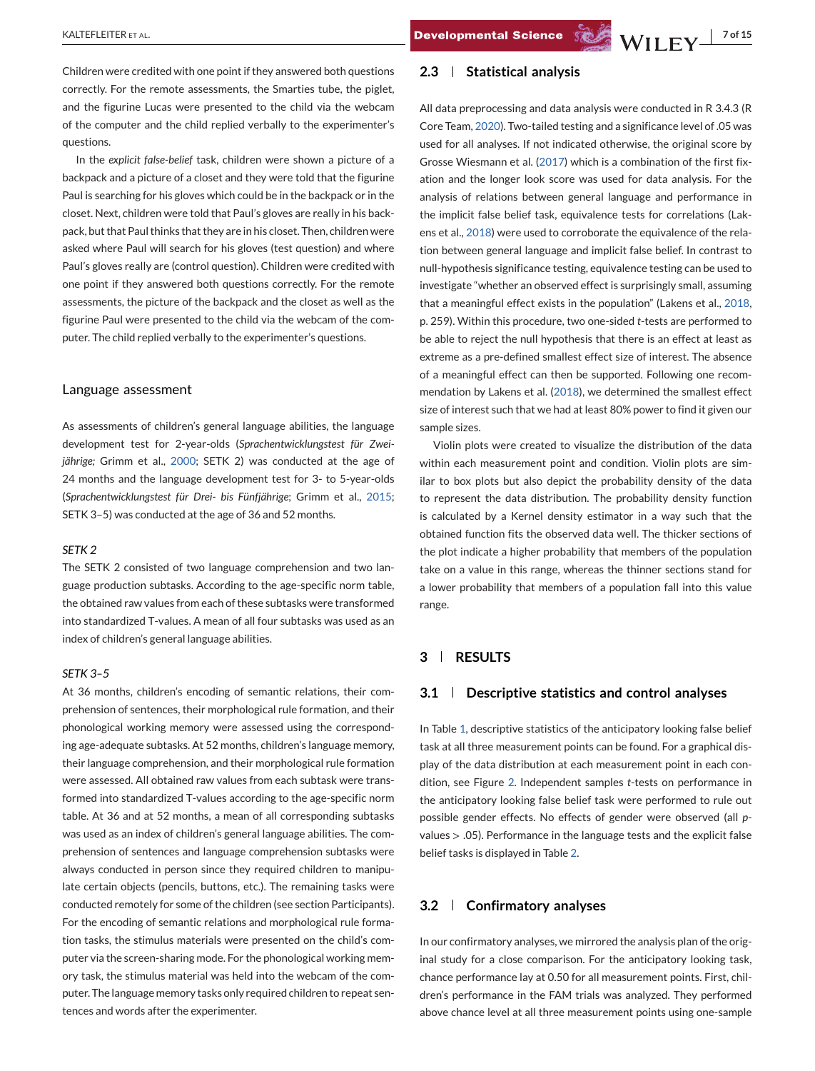Children were credited with one point if they answered both questions correctly. For the remote assessments, the Smarties tube, the piglet, and the figurine Lucas were presented to the child via the webcam of the computer and the child replied verbally to the experimenter's questions.

In the *explicit false-belief* task, children were shown a picture of a backpack and a picture of a closet and they were told that the figurine Paul is searching for his gloves which could be in the backpack or in the closet. Next, children were told that Paul's gloves are really in his backpack, but that Paul thinks that they are in his closet. Then, children were asked where Paul will search for his gloves (test question) and where Paul's gloves really are (control question). Children were credited with one point if they answered both questions correctly. For the remote assessments, the picture of the backpack and the closet as well as the figurine Paul were presented to the child via the webcam of the computer. The child replied verbally to the experimenter's questions.

### Language assessment

As assessments of children's general language abilities, the language development test for 2-year-olds (*Sprachentwicklungstest für Zweijährige;* Grimm et al., 2000; SETK 2) was conducted at the age of 24 months and the language development test for 3- to 5-year-olds (*Sprachentwicklungstest für Drei- bis Fünfjährige*; Grimm et al., 2015; SETK 3–5) was conducted at the age of 36 and 52 months.

#### *SETK 2*

The SETK 2 consisted of two language comprehension and two language production subtasks. According to the age-specific norm table, the obtained raw values from each of these subtasks were transformed into standardized T-values. A mean of all four subtasks was used as an index of children's general language abilities.

#### *SETK 3–5*

At 36 months, children's encoding of semantic relations, their comprehension of sentences, their morphological rule formation, and their phonological working memory were assessed using the corresponding age-adequate subtasks. At 52 months, children's language memory, their language comprehension, and their morphological rule formation were assessed. All obtained raw values from each subtask were transformed into standardized T-values according to the age-specific norm table. At 36 and at 52 months, a mean of all corresponding subtasks was used as an index of children's general language abilities. The comprehension of sentences and language comprehension subtasks were always conducted in person since they required children to manipulate certain objects (pencils, buttons, etc.). The remaining tasks were conducted remotely for some of the children (see section Participants). For the encoding of semantic relations and morphological rule formation tasks, the stimulus materials were presented on the child's computer via the screen-sharing mode. For the phonological working memory task, the stimulus material was held into the webcam of the computer. The language memory tasks only required children to repeat sentences and words after the experimenter.

## 2.3 | Statistical analysis

All data preprocessing and data analysis were conducted in R 3.4.3 (R Core Team, 2020). Two-tailed testing and a significance level of .05 was used for all analyses. If not indicated otherwise, the original score by Grosse Wiesmann et al. (2017) which is a combination of the first fixation and the longer look score was used for data analysis. For the analysis of relations between general language and performance in the implicit false belief task, equivalence tests for correlations (Lakens et al., 2018) were used to corroborate the equivalence of the relation between general language and implicit false belief. In contrast to null-hypothesis significance testing, equivalence testing can be used to investigate "whether an observed effect is surprisingly small, assuming that a meaningful effect exists in the population" (Lakens et al., 2018, p. 259). Within this procedure, two one-sided *t*-tests are performed to be able to reject the null hypothesis that there is an effect at least as extreme as a pre-defined smallest effect size of interest. The absence of a meaningful effect can then be supported. Following one recommendation by Lakens et al. (2018), we determined the smallest effect size of interest such that we had at least 80% power to find it given our sample sizes.

Violin plots were created to visualize the distribution of the data within each measurement point and condition. Violin plots are similar to box plots but also depict the probability density of the data to represent the data distribution. The probability density function is calculated by a Kernel density estimator in a way such that the obtained function fits the observed data well. The thicker sections of the plot indicate a higher probability that members of the population take on a value in this range, whereas the thinner sections stand for a lower probability that members of a population fall into this value range.

# 3 | RESULTS

## 3.1 | Descriptive statistics and control analyses

In Table 1, descriptive statistics of the anticipatory looking false belief task at all three measurement points can be found. For a graphical display of the data distribution at each measurement point in each condition, see Figure 2. Independent samples *t*-tests on performance in the anticipatory looking false belief task were performed to rule out possible gender effects. No effects of gender were observed (all *p*-values $> .05$). Performance in the language tests and the explicit false belief tasks is displayed in Table 2.

## 3.2 | Confirmatory analyses

In our confirmatory analyses, we mirrored the analysis plan of the original study for a close comparison. For the anticipatory looking task, chance performance lay at 0.50 for all measurement points. First, children's performance in the FAM trials was analyzed. They performed above chance level at all three measurement points using one-sample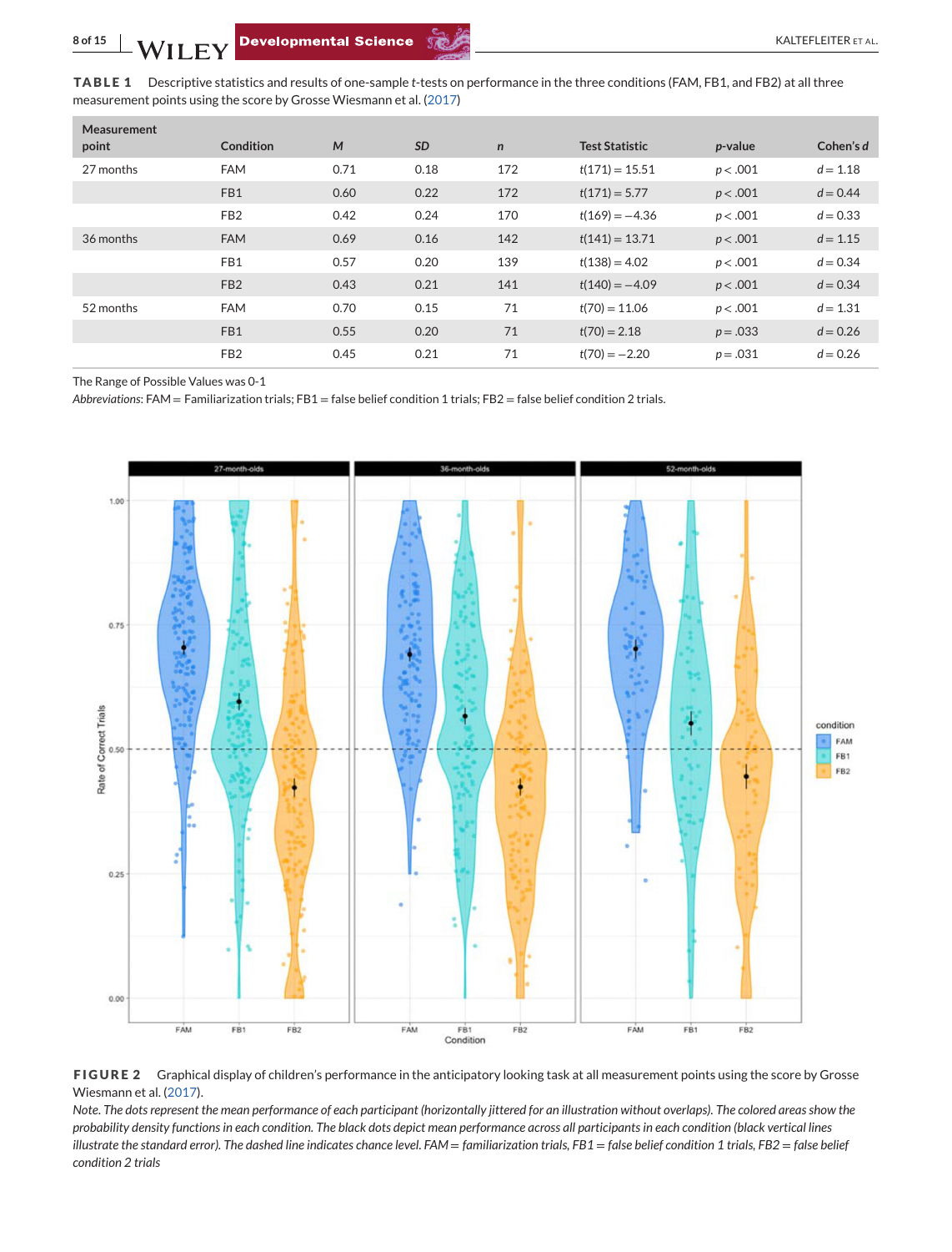**TABLE 1** Descriptive statistics and results of one-sample *t*-tests on performance in the three conditions (FAM, FB1, and FB2) at all three measurement points using the score by Grosse Wiesmann et al. (2017)

| Measurement point | Condition | *M* | *SD* | *n* | Test Statistic | *p*-value | Cohen's *d* |
|---|---|---|---|---|---|---|---|
| 27 months | FAM | 0.71 | 0.18 | 172 | $t(171) = 15.51$ | $p < .001$ | $d = 1.18$ |
| | FB1 | 0.60 | 0.22 | 172 | $t(171) = 5.77$ | $p < .001$ | $d = 0.44$ |
| | FB2 | 0.42 | 0.24 | 170 | $t(169) = -4.36$ | $p < .001$ | $d = 0.33$ |
| 36 months | FAM | 0.69 | 0.16 | 142 | $t(141) = 13.71$ | $p < .001$ | $d = 1.15$ |
| | FB1 | 0.57 | 0.20 | 139 | $t(138) = 4.02$ | $p < .001$ | $d = 0.34$ |
| | FB2 | 0.43 | 0.21 | 141 | $t(140) = -4.09$ | $p < .001$ | $d = 0.34$ |
| 52 months | FAM | 0.70 | 0.15 | 71 | $t(70) = 11.06$ | $p < .001$ | $d = 1.31$ |
| | FB1 | 0.55 | 0.20 | 71 | $t(70) = 2.18$ | $p = .033$ | $d = 0.26$ |
| | FB2 | 0.45 | 0.21 | 71 | $t(70) = -2.20$ | $p = .031$ | $d = 0.26$ |

The Range of Possible Values was 0-1

*Abbreviations*: FAM = Familiarization trials; FB1 = false belief condition 1 trials; FB2 = false belief condition 2 trials.

27-month-olds
36-month-olds
52-month-olds
Rate of Correct Trials
1.00
0.75
0.50
0.25
0.00
FAM FB1 FB2
Condition
condition
FAM
FB1
FB2

**FIGURE 2** Graphical display of children's performance in the anticipatory looking task at all measurement points using the score by Grosse Wiesmann et al. (2017).

*Note. The dots represent the mean performance of each participant (horizontally jittered for an illustration without overlaps). The colored areas show the probability density functions in each condition. The black dots depict mean performance across all participants in each condition (black vertical lines illustrate the standard error). The dashed line indicates chance level. FAM = familiarization trials, FB1 = false belief condition 1 trials, FB2 = false belief condition 2 trials*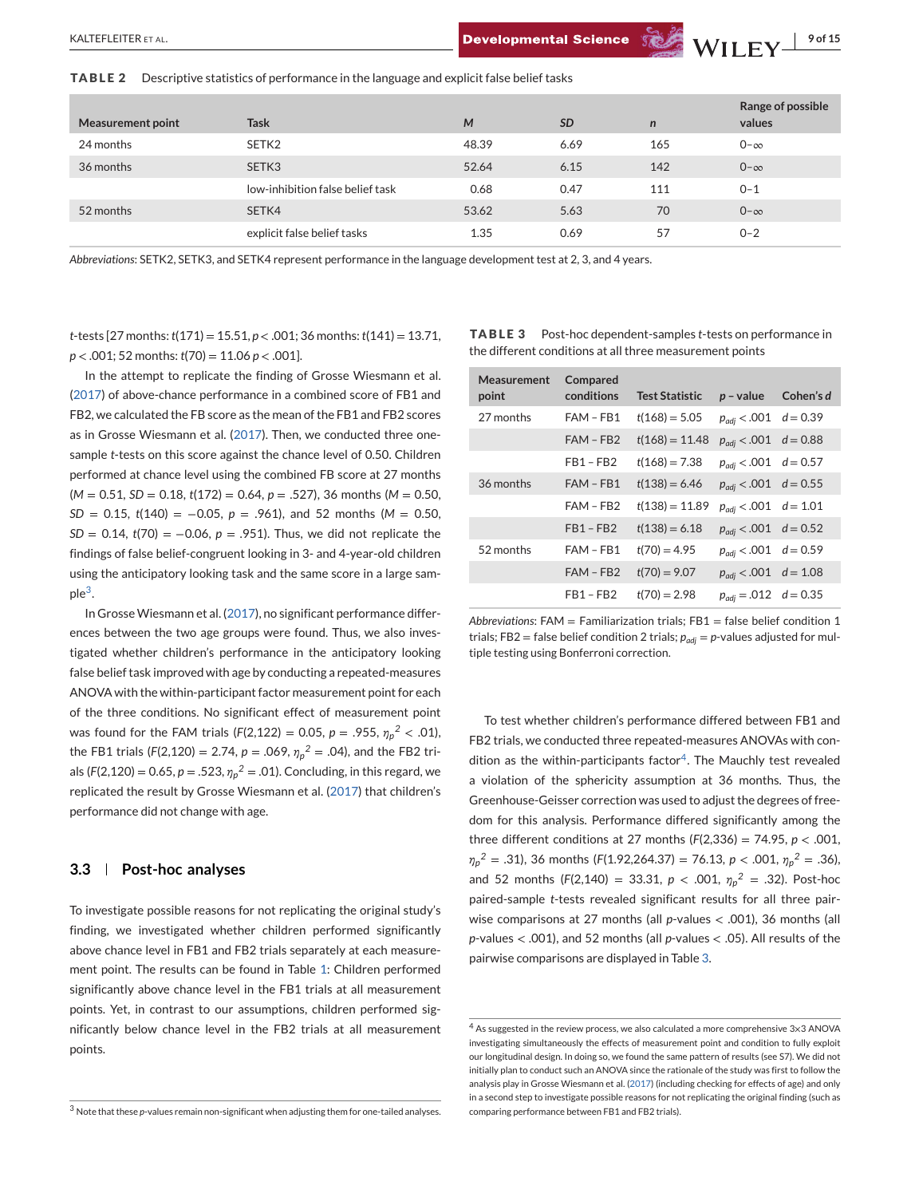**TABLE 2** Descriptive statistics of performance in the language and explicit false belief tasks

| Measurement point | Task | *M* | *SD* | *n* | Range of possible values |
|---|---|---|---|---|---|
| 24 months | SETK2 | 48.39 | 6.69 | 165 | 0–∞ |
| 36 months | SETK3 | 52.64 | 6.15 | 142 | 0–∞ |
| | low-inhibition false belief task | 0.68 | 0.47 | 111 | 0–1 |
| 52 months | SETK4 | 53.62 | 5.63 | 70 | 0–∞ |
| | explicit false belief tasks | 1.35 | 0.69 | 57 | 0–2 |

*Abbreviations*: SETK2, SETK3, and SETK4 represent performance in the language development test at 2, 3, and 4 years.

*t*-tests [27 months: $t(171) = 15.51$, $p < .001$; 36 months: $t(141) = 13.71$, $p < .001$; 52 months: $t(70) = 11.06$ $p < .001$].

In the attempt to replicate the finding of Grosse Wiesmann et al. (2017) of above-chance performance in a combined score of FB1 and FB2, we calculated the FB score as the mean of the FB1 and FB2 scores as in Grosse Wiesmann et al. (2017). Then, we conducted three one-sample *t*-tests on this score against the chance level of 0.50. Children performed at chance level using the combined FB score at 27 months ($M = 0.51$, $SD = 0.18$, $t(172) = 0.64$, $p = .527$), 36 months ($M = 0.50$, $SD = 0.15$, $t(140) = -0.05$, $p = .961$), and 52 months ($M = 0.50$, $SD = 0.14$, $t(70) = -0.06$, $p = .951$). Thus, we did not replicate the findings of false belief-congruent looking in 3- and 4-year-old children using the anticipatory looking task and the same score in a large sample[3].

In Grosse Wiesmann et al. (2017), no significant performance differences between the two age groups were found. Thus, we also investigated whether children's performance in the anticipatory looking false belief task improved with age by conducting a repeated-measures ANOVA with the within-participant factor measurement point for each of the three conditions. No significant effect of measurement point was found for the FAM trials ($F(2,122) = 0.05$, $p = .955$, $\eta_p^2 < .01$), the FB1 trials ($F(2,120) = 2.74$, $p = .069$, $\eta_p^2 = .04$), and the FB2 trials ($F(2,120) = 0.65$, $p = .523$, $\eta_p^2 = .01$). Concluding, in this regard, we replicated the result by Grosse Wiesmann et al. (2017) that children's performance did not change with age.

### 3.3 Post-hoc analyses

To investigate possible reasons for not replicating the original study's finding, we investigated whether children performed significantly above chance level in FB1 and FB2 trials separately at each measurement point. The results can be found in Table 1: Children performed significantly above chance level in the FB1 trials at all measurement points. Yet, in contrast to our assumptions, children performed significantly below chance level in the FB2 trials at all measurement points.

[3] Note that these *p*-values remain non-significant when adjusting them for one-tailed analyses.

**TABLE 3** Post-hoc dependent-samples *t*-tests on performance in the different conditions at all three measurement points

| Measurement point | Compared conditions | Test Statistic | *p* - value | Cohen's *d* |
|---|---|---|---|---|
| 27 months | FAM - FB1 | $t(168) = 5.05$ | $p_{adj} < .001$ | $d = 0.39$ |
| | FAM - FB2 | $t(168) = 11.48$ | $p_{adj} < .001$ | $d = 0.88$ |
| | FB1 - FB2 | $t(168) = 7.38$ | $p_{adj} < .001$ | $d = 0.57$ |
| 36 months | FAM - FB1 | $t(138) = 6.46$ | $p_{adj} < .001$ | $d = 0.55$ |
| | FAM - FB2 | $t(138) = 11.89$ | $p_{adj} < .001$ | $d = 1.01$ |
| | FB1 - FB2 | $t(138) = 6.18$ | $p_{adj} < .001$ | $d = 0.52$ |
| 52 months | FAM - FB1 | $t(70) = 4.95$ | $p_{adj} < .001$ | $d = 0.59$ |
| | FAM - FB2 | $t(70) = 9.07$ | $p_{adj} < .001$ | $d = 1.08$ |
| | FB1 - FB2 | $t(70) = 2.98$ | $p_{adj} = .012$ | $d = 0.35$ |

*Abbreviations*: FAM = Familiarization trials; FB1 = false belief condition 1 trials; FB2 = false belief condition 2 trials; $p_{adj}$ = *p*-values adjusted for multiple testing using Bonferroni correction.

To test whether children's performance differed between FB1 and FB2 trials, we conducted three repeated-measures ANOVAs with condition as the within-participants factor[4]. The Mauchly test revealed a violation of the sphericity assumption at 36 months. Thus, the Greenhouse-Geisser correction was used to adjust the degrees of freedom for this analysis. Performance differed significantly among the three different conditions at 27 months ($F(2,336) = 74.95$, $p < .001$, $\eta_p^2 = .31$), 36 months ($F(1.92,264.37) = 76.13$, $p < .001$, $\eta_p^2 = .36$), and 52 months ($F(2,140) = 33.31$, $p < .001$, $\eta_p^2 = .32$). Post-hoc paired-sample *t*-tests revealed significant results for all three pairwise comparisons at 27 months (all *p*-values < .001), 36 months (all *p*-values < .001), and 52 months (all *p*-values < .05). All results of the pairwise comparisons are displayed in Table 3.

[4] As suggested in the review process, we also calculated a more comprehensive 3×3 ANOVA investigating simultaneously the effects of measurement point and condition to fully exploit our longitudinal design. In doing so, we found the same pattern of results (see S7). We did not initially plan to conduct such an ANOVA since the rationale of the study was first to follow the analysis play in Grosse Wiesmann et al. (2017) (including checking for effects of age) and only in a second step to investigate possible reasons for not replicating the original finding (such as comparing performance between FB1 and FB2 trials).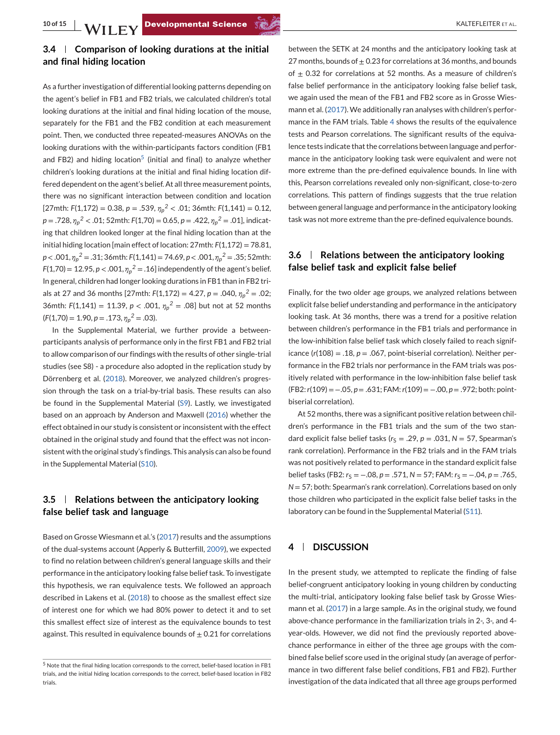### 3.4 | Comparison of looking durations at the initial and final hiding location

As a further investigation of differential looking patterns depending on the agent's belief in FB1 and FB2 trials, we calculated children's total looking durations at the initial and final hiding location of the mouse, separately for the FB1 and the FB2 condition at each measurement point. Then, we conducted three repeated-measures ANOVAs on the looking durations with the within-participants factors condition (FB1 and FB2) and hiding location[5] (initial and final) to analyze whether children's looking durations at the initial and final hiding location differed dependent on the agent's belief. At all three measurement points, there was no significant interaction between condition and location [27mth: $F(1,172) = 0.38$, $p = .539$, $\eta_p^2 < .01$; 36mth: $F(1,141) = 0.12$, $p = .728$, $\eta_p^2 < .01$; 52mth: $F(1,70) = 0.65$, $p = .422$, $\eta_p^2 = .01$], indicating that children looked longer at the final hiding location than at the initial hiding location [main effect of location: 27mth: $F(1,172) = 78.81$, $p < .001$, $\eta_p^2 = .31$; 36mth: $F(1,141) = 74.69$, $p < .001$, $\eta_p^2 = .35$; 52mth: $F(1,70) = 12.95$, $p < .001$, $\eta_p^2 = .16$] independently of the agent's belief. In general, children had longer looking durations in FB1 than in FB2 trials at 27 and 36 months [27mth: $F(1,172) = 4.27$, $p = .040$, $\eta_p^2 = .02$; 36mth: $F(1,141) = 11.39$, $p < .001$, $\eta_p^2 = .08$] but not at 52 months ($F(1,70) = 1.90$, $p = .173$, $\eta_p^2 = .03$).

In the Supplemental Material, we further provide a between-participants analysis of performance only in the first FB1 and FB2 trial to allow comparison of our findings with the results of other single-trial studies (see S8) - a procedure also adopted in the replication study by Dörrenberg et al. (2018). Moreover, we analyzed children's progression through the task on a trial-by-trial basis. These results can also be found in the Supplemental Material (S9). Lastly, we investigated based on an approach by Anderson and Maxwell (2016) whether the effect obtained in our study is consistent or inconsistent with the effect obtained in the original study and found that the effect was not inconsistent with the original study's findings. This analysis can also be found in the Supplemental Material (S10).

### 3.5 | Relations between the anticipatory looking false belief task and language

Based on Grosse Wiesmann et al.'s (2017) results and the assumptions of the dual-systems account (Apperly & Butterfill, 2009), we expected to find no relation between children's general language skills and their performance in the anticipatory looking false belief task. To investigate this hypothesis, we ran equivalence tests. We followed an approach described in Lakens et al. (2018) to choose as the smallest effect size of interest one for which we had 80% power to detect it and to set this smallest effect size of interest as the equivalence bounds to test against. This resulted in equivalence bounds of ± 0.21 for correlations between the SETK at 24 months and the anticipatory looking task at 27 months, bounds of ± 0.23 for correlations at 36 months, and bounds of ± 0.32 for correlations at 52 months. As a measure of children's false belief performance in the anticipatory looking false belief task, we again used the mean of the FB1 and FB2 score as in Grosse Wiesmann et al. (2017). We additionally ran analyses with children's performance in the FAM trials. Table 4 shows the results of the equivalence tests and Pearson correlations. The significant results of the equivalence tests indicate that the correlations between language and performance in the anticipatory looking task were equivalent and were not more extreme than the pre-defined equivalence bounds. In line with this, Pearson correlations revealed only non-significant, close-to-zero correlations. This pattern of findings suggests that the true relation between general language and performance in the anticipatory looking task was not more extreme than the pre-defined equivalence bounds.

### 3.6 | Relations between the anticipatory looking false belief task and explicit false belief

Finally, for the two older age groups, we analyzed relations between explicit false belief understanding and performance in the anticipatory looking task. At 36 months, there was a trend for a positive relation between children's performance in the FB1 trials and performance in the low-inhibition false belief task which closely failed to reach significance ($r(108) = .18$, $p = .067$, point-biserial correlation). Neither performance in the FB2 trials nor performance in the FAM trials was positively related with performance in the low-inhibition false belief task (FB2: $r(109) = -.05$, $p = .631$; FAM: $r(109) = -.00$, $p = .972$; both: point-biserial correlation).

At 52 months, there was a significant positive relation between children's performance in the FB1 trials and the sum of the two standard explicit false belief tasks ($r_S = .29$, $p = .031$, $N = 57$, Spearman's rank correlation). Performance in the FB2 trials and in the FAM trials was not positively related to performance in the standard explicit false belief tasks (FB2: $r_S = -.08$, $p = .571$, $N = 57$; FAM: $r_S = -.04$, $p = .765$, $N = 57$; both: Spearman's rank correlation). Correlations based on only those children who participated in the explicit false belief tasks in the laboratory can be found in the Supplemental Material (S11).

## 4 | DISCUSSION

In the present study, we attempted to replicate the finding of false belief-congruent anticipatory looking in young children by conducting the multi-trial, anticipatory looking false belief task by Grosse Wiesmann et al. (2017) in a large sample. As in the original study, we found above-chance performance in the familiarization trials in 2-, 3-, and 4-year-olds. However, we did not find the previously reported above-chance performance in either of the three age groups with the combined false belief score used in the original study (an average of performance in two different false belief conditions, FB1 and FB2). Further investigation of the data indicated that all three age groups performed

[5] Note that the final hiding location corresponds to the correct, belief-based location in FB1 trials, and the initial hiding location corresponds to the correct, belief-based location in FB2 trials.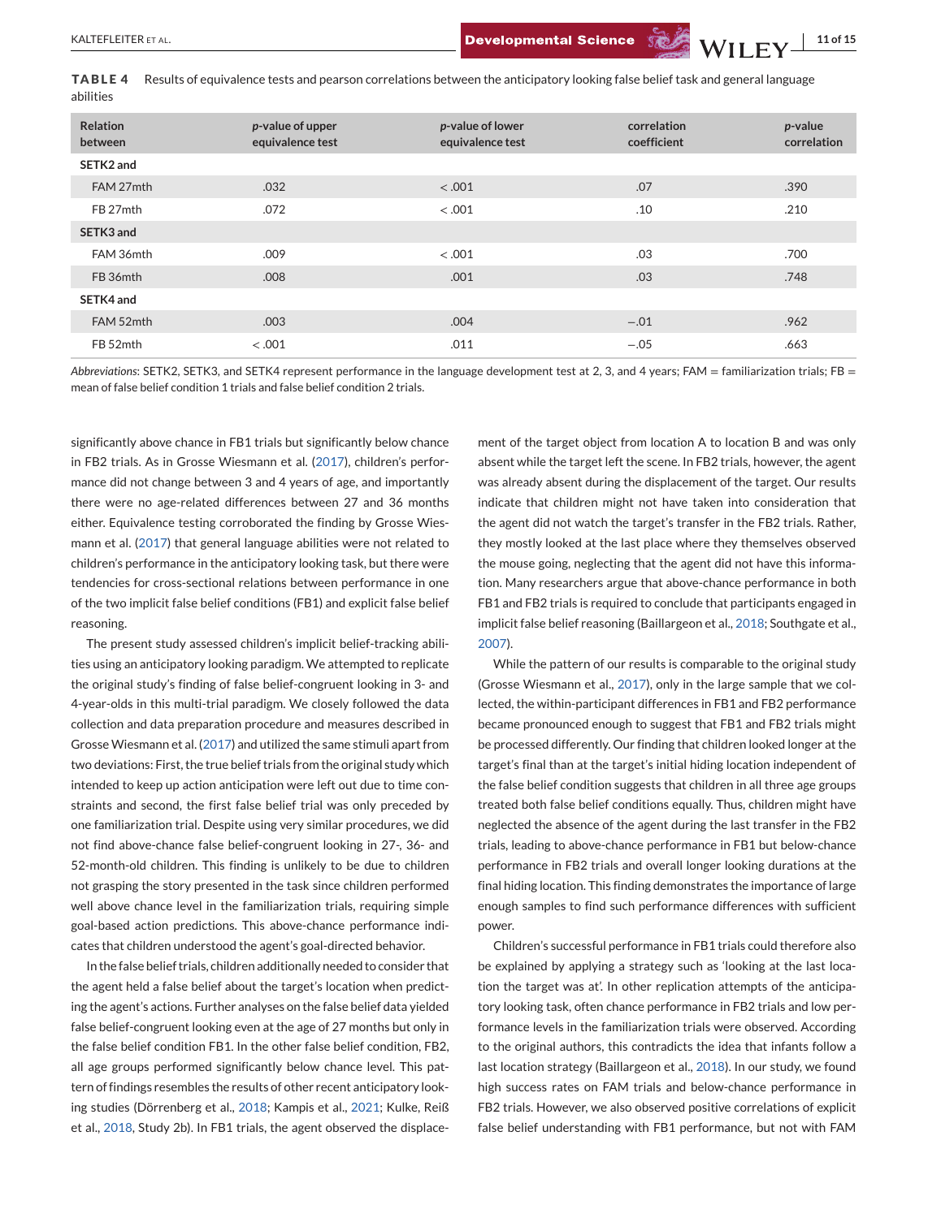**TABLE 4** Results of equivalence tests and pearson correlations between the anticipatory looking false belief task and general language abilities

| Relation between | *p*-value of upper equivalence test | *p*-value of lower equivalence test | correlation coefficient | *p*-value correlation |
|---|---|---|---|---|
| **SETK2 and** | | | | |
| FAM 27mth | .032 | < .001 | .07 | .390 |
| FB 27mth | .072 | < .001 | .10 | .210 |
| **SETK3 and** | | | | |
| FAM 36mth | .009 | < .001 | .03 | .700 |
| FB 36mth | .008 | .001 | .03 | .748 |
| **SETK4 and** | | | | |
| FAM 52mth | .003 | .004 | −.01 | .962 |
| FB 52mth | < .001 | .011 | −.05 | .663 |

*Abbreviations*: SETK2, SETK3, and SETK4 represent performance in the language development test at 2, 3, and 4 years; FAM = familiarization trials; FB = mean of false belief condition 1 trials and false belief condition 2 trials.

significantly above chance in FB1 trials but significantly below chance in FB2 trials. As in Grosse Wiesmann et al. (2017), children's performance did not change between 3 and 4 years of age, and importantly there were no age-related differences between 27 and 36 months either. Equivalence testing corroborated the finding by Grosse Wiesmann et al. (2017) that general language abilities were not related to children's performance in the anticipatory looking task, but there were tendencies for cross-sectional relations between performance in one of the two implicit false belief conditions (FB1) and explicit false belief reasoning.

The present study assessed children's implicit belief-tracking abilities using an anticipatory looking paradigm. We attempted to replicate the original study's finding of false belief-congruent looking in 3- and 4-year-olds in this multi-trial paradigm. We closely followed the data collection and data preparation procedure and measures described in Grosse Wiesmann et al. (2017) and utilized the same stimuli apart from two deviations: First, the true belief trials from the original study which intended to keep up action anticipation were left out due to time constraints and second, the first false belief trial was only preceded by one familiarization trial. Despite using very similar procedures, we did not find above-chance false belief-congruent looking in 27-, 36- and 52-month-old children. This finding is unlikely to be due to children not grasping the story presented in the task since children performed well above chance level in the familiarization trials, requiring simple goal-based action predictions. This above-chance performance indicates that children understood the agent's goal-directed behavior.

In the false belief trials, children additionally needed to consider that the agent held a false belief about the target's location when predicting the agent's actions. Further analyses on the false belief data yielded false belief-congruent looking even at the age of 27 months but only in the false belief condition FB1. In the other false belief condition, FB2, all age groups performed significantly below chance level. This pattern of findings resembles the results of other recent anticipatory looking studies (Dörrenberg et al., 2018; Kampis et al., 2021; Kulke, Reiß et al., 2018, Study 2b). In FB1 trials, the agent observed the displacement of the target object from location A to location B and was only absent while the target left the scene. In FB2 trials, however, the agent was already absent during the displacement of the target. Our results indicate that children might not have taken into consideration that the agent did not watch the target's transfer in the FB2 trials. Rather, they mostly looked at the last place where they themselves observed the mouse going, neglecting that the agent did not have this information. Many researchers argue that above-chance performance in both FB1 and FB2 trials is required to conclude that participants engaged in implicit false belief reasoning (Baillargeon et al., 2018; Southgate et al., 2007).

While the pattern of our results is comparable to the original study (Grosse Wiesmann et al., 2017), only in the large sample that we collected, the within-participant differences in FB1 and FB2 performance became pronounced enough to suggest that FB1 and FB2 trials might be processed differently. Our finding that children looked longer at the target's final than at the target's initial hiding location independent of the false belief condition suggests that children in all three age groups treated both false belief conditions equally. Thus, children might have neglected the absence of the agent during the last transfer in the FB2 trials, leading to above-chance performance in FB1 but below-chance performance in FB2 trials and overall longer looking durations at the final hiding location. This finding demonstrates the importance of large enough samples to find such performance differences with sufficient power.

Children's successful performance in FB1 trials could therefore also be explained by applying a strategy such as 'looking at the last location the target was at'. In other replication attempts of the anticipatory looking task, often chance performance in FB2 trials and low performance levels in the familiarization trials were observed. According to the original authors, this contradicts the idea that infants follow a last location strategy (Baillargeon et al., 2018). In our study, we found high success rates on FAM trials and below-chance performance in FB2 trials. However, we also observed positive correlations of explicit false belief understanding with FB1 performance, but not with FAM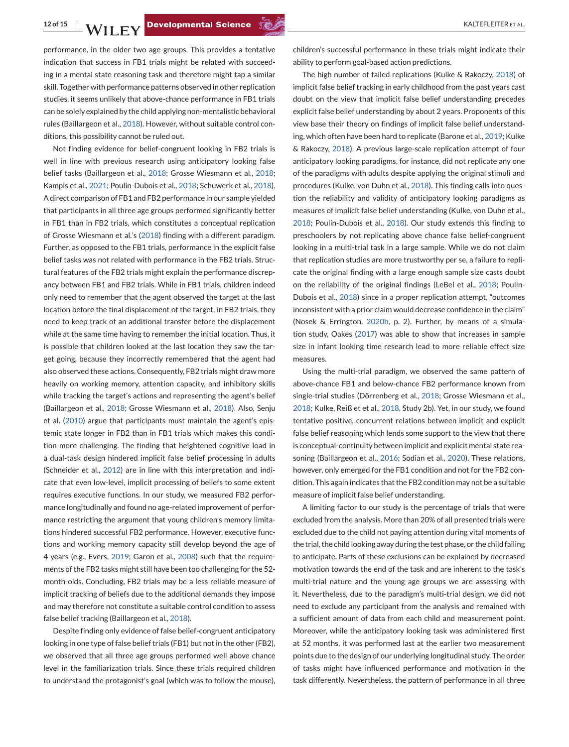performance, in the older two age groups. This provides a tentative indication that success in FB1 trials might be related with succeeding in a mental state reasoning task and therefore might tap a similar skill. Together with performance patterns observed in other replication studies, it seems unlikely that above-chance performance in FB1 trials can be solely explained by the child applying non-mentalistic behavioral rules (Baillargeon et al., 2018). However, without suitable control conditions, this possibility cannot be ruled out.

Not finding evidence for belief-congruent looking in FB2 trials is well in line with previous research using anticipatory looking false belief tasks (Baillargeon et al., 2018; Grosse Wiesmann et al., 2018; Kampis et al., 2021; Poulin-Dubois et al., 2018; Schuwerk et al., 2018). A direct comparison of FB1 and FB2 performance in our sample yielded that participants in all three age groups performed significantly better in FB1 than in FB2 trials, which constitutes a conceptual replication of Grosse Wiesmann et al.'s (2018) finding with a different paradigm. Further, as opposed to the FB1 trials, performance in the explicit false belief tasks was not related with performance in the FB2 trials. Structural features of the FB2 trials might explain the performance discrepancy between FB1 and FB2 trials. While in FB1 trials, children indeed only need to remember that the agent observed the target at the last location before the final displacement of the target, in FB2 trials, they need to keep track of an additional transfer before the displacement while at the same time having to remember the initial location. Thus, it is possible that children looked at the last location they saw the target going, because they incorrectly remembered that the agent had also observed these actions. Consequently, FB2 trials might draw more heavily on working memory, attention capacity, and inhibitory skills while tracking the target's actions and representing the agent's belief (Baillargeon et al., 2018; Grosse Wiesmann et al., 2018). Also, Senju et al. (2010) argue that participants must maintain the agent's epistemic state longer in FB2 than in FB1 trials which makes this condition more challenging. The finding that heightened cognitive load in a dual-task design hindered implicit false belief processing in adults (Schneider et al., 2012) are in line with this interpretation and indicate that even low-level, implicit processing of beliefs to some extent requires executive functions. In our study, we measured FB2 performance longitudinally and found no age-related improvement of performance restricting the argument that young children's memory limitations hindered successful FB2 performance. However, executive functions and working memory capacity still develop beyond the age of 4 years (e.g., Evers, 2019; Garon et al., 2008) such that the requirements of the FB2 tasks might still have been too challenging for the 52-month-olds. Concluding, FB2 trials may be a less reliable measure of implicit tracking of beliefs due to the additional demands they impose and may therefore not constitute a suitable control condition to assess false belief tracking (Baillargeon et al., 2018).

Despite finding only evidence of false belief-congruent anticipatory looking in one type of false belief trials (FB1) but not in the other (FB2), we observed that all three age groups performed well above chance level in the familiarization trials. Since these trials required children to understand the protagonist's goal (which was to follow the mouse), children's successful performance in these trials might indicate their ability to perform goal-based action predictions.

The high number of failed replications (Kulke & Rakoczy, 2018) of implicit false belief tracking in early childhood from the past years cast doubt on the view that implicit false belief understanding precedes explicit false belief understanding by about 2 years. Proponents of this view base their theory on findings of implicit false belief understanding, which often have been hard to replicate (Barone et al., 2019; Kulke & Rakoczy, 2018). A previous large-scale replication attempt of four anticipatory looking paradigms, for instance, did not replicate any one of the paradigms with adults despite applying the original stimuli and procedures (Kulke, von Duhn et al., 2018). This finding calls into question the reliability and validity of anticipatory looking paradigms as measures of implicit false belief understanding (Kulke, von Duhn et al., 2018; Poulin-Dubois et al., 2018). Our study extends this finding to preschoolers by not replicating above chance false belief-congruent looking in a multi-trial task in a large sample. While we do not claim that replication studies are more trustworthy per se, a failure to replicate the original finding with a large enough sample size casts doubt on the reliability of the original findings (LeBel et al., 2018; Poulin-Dubois et al., 2018) since in a proper replication attempt, "outcomes inconsistent with a prior claim would decrease confidence in the claim" (Nosek & Errington, 2020b, p. 2). Further, by means of a simulation study, Oakes (2017) was able to show that increases in sample size in infant looking time research lead to more reliable effect size measures.

Using the multi-trial paradigm, we observed the same pattern of above-chance FB1 and below-chance FB2 performance known from single-trial studies (Dörrenberg et al., 2018; Grosse Wiesmann et al., 2018; Kulke, Reiß et et al., 2018, Study 2b). Yet, in our study, we found tentative positive, concurrent relations between implicit and explicit false belief reasoning which lends some support to the view that there is conceptual-continuity between implicit and explicit mental state reasoning (Baillargeon et al., 2016; Sodian et al., 2020). These relations, however, only emerged for the FB1 condition and not for the FB2 condition. This again indicates that the FB2 condition may not be a suitable measure of implicit false belief understanding.

A limiting factor to our study is the percentage of trials that were excluded from the analysis. More than 20% of all presented trials were excluded due to the child not paying attention during vital moments of the trial, the child looking away during the test phase, or the child failing to anticipate. Parts of these exclusions can be explained by decreased motivation towards the end of the task and are inherent to the task's multi-trial nature and the young age groups we are assessing with it. Nevertheless, due to the paradigm's multi-trial design, we did not need to exclude any participant from the analysis and remained with a sufficient amount of data from each child and measurement point. Moreover, while the anticipatory looking task was administered first at 52 months, it was performed last at the earlier two measurement points due to the design of our underlying longitudinal study. The order of tasks might have influenced performance and motivation in the task differently. Nevertheless, the pattern of performance in all three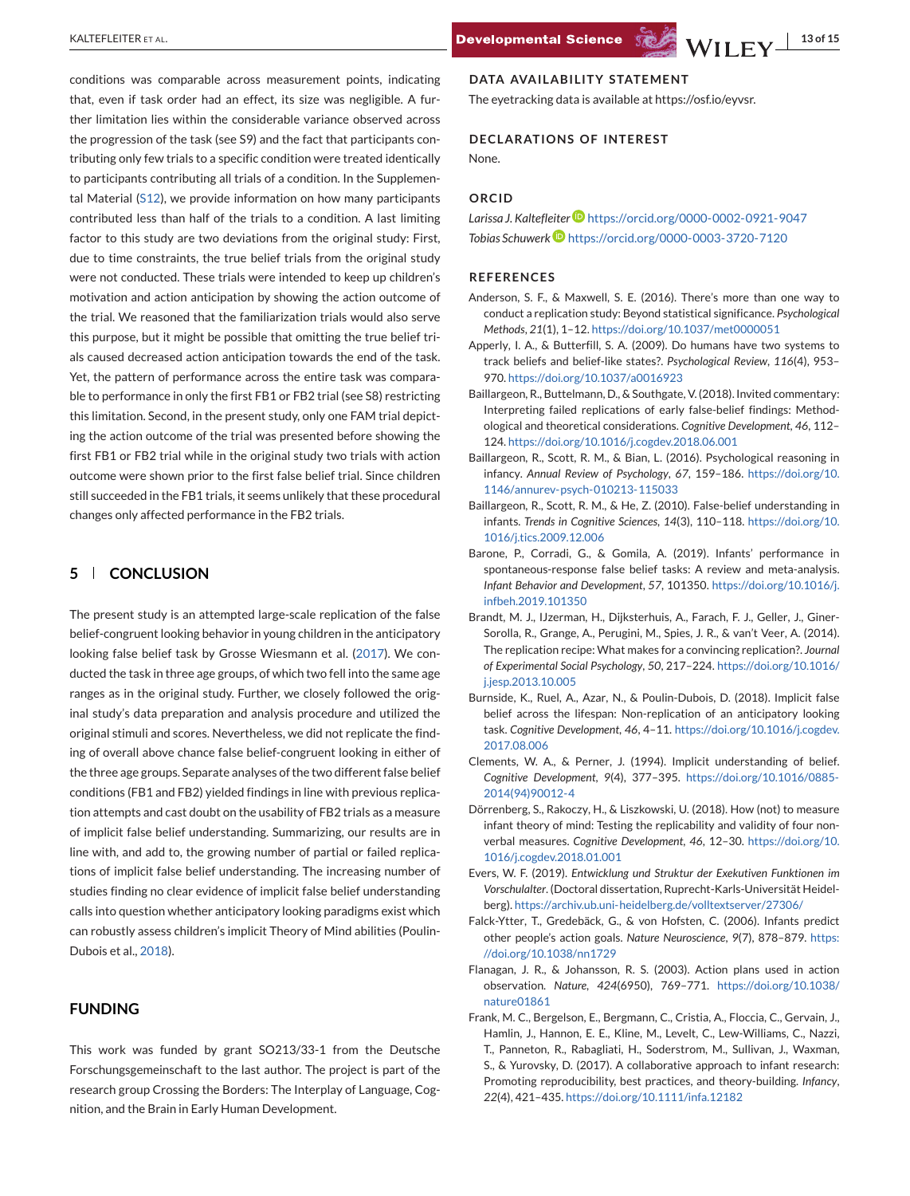conditions was comparable across measurement points, indicating that, even if task order had an effect, its size was negligible. A further limitation lies within the considerable variance observed across the progression of the task (see S9) and the fact that participants contributing only few trials to a specific condition were treated identically to participants contributing all trials of a condition. In the Supplemental Material (S12), we provide information on how many participants contributed less than half of the trials to a condition. A last limiting factor to this study are two deviations from the original study: First, due to time constraints, the true belief trials from the original study were not conducted. These trials were intended to keep up children's motivation and action anticipation by showing the action outcome of the trial. We reasoned that the familiarization trials would also serve this purpose, but it might be possible that omitting the true belief trials caused decreased action anticipation towards the end of the task. Yet, the pattern of performance across the entire task was comparable to performance in only the first FB1 or FB2 trial (see S8) restricting this limitation. Second, in the present study, only one FAM trial depicting the action outcome of the trial was presented before showing the first FB1 or FB2 trial while in the original study two trials with action outcome were shown prior to the first false belief trial. Since children still succeeded in the FB1 trials, it seems unlikely that these procedural changes only affected performance in the FB2 trials.

## 5 | CONCLUSION

The present study is an attempted large-scale replication of the false belief-congruent looking behavior in young children in the anticipatory looking false belief task by Grosse Wiesmann et al. (2017). We conducted the task in three age groups, of which two fell into the same age ranges as in the original study. Further, we closely followed the original study's data preparation and analysis procedure and utilized the original stimuli and scores. Nevertheless, we did not replicate the finding of overall above chance false belief-congruent looking in either of the three age groups. Separate analyses of the two different false belief conditions (FB1 and FB2) yielded findings in line with previous replication attempts and cast doubt on the usability of FB2 trials as a measure of implicit false belief understanding. Summarizing, our results are in line with, and add to, the growing number of partial or failed replications of implicit false belief understanding. The increasing number of studies finding no clear evidence of implicit false belief understanding calls into question whether anticipatory looking paradigms exist which can robustly assess children's implicit Theory of Mind abilities (Poulin-Dubois et al., 2018).

## FUNDING

This work was funded by grant SO213/33-1 from the Deutsche Forschungsgemeinschaft to the last author. The project is part of the research group Crossing the Borders: The Interplay of Language, Cognition, and the Brain in Early Human Development.

## DATA AVAILABILITY STATEMENT

The eyetracking data is available at https://osf.io/eyvsr.

## DECLARATIONS OF INTEREST

None.

## ORCID

*Larissa J. Kaltefleiter* https://orcid.org/0000-0002-0921-9047
*Tobias Schuwerk* https://orcid.org/0000-0003-3720-7120

## REFERENCES

Anderson, S. F., & Maxwell, S. E. (2016). There's more than one way to conduct a replication study: Beyond statistical significance. *Psychological Methods*, *21*(1), 1–12. https://doi.org/10.1037/met0000051

Apperly, I. A., & Butterfill, S. A. (2009). Do humans have two systems to track beliefs and belief-like states?. *Psychological Review*, *116*(4), 953–970. https://doi.org/10.1037/a0016923

Baillargeon, R., Buttelmann, D., & Southgate, V. (2018). Invited commentary: Interpreting failed replications of early false-belief findings: Methodological and theoretical considerations. *Cognitive Development*, *46*, 112–124. https://doi.org/10.1016/j.cogdev.2018.06.001

Baillargeon, R., Scott, R. M., & Bian, L. (2016). Psychological reasoning in infancy. *Annual Review of Psychology*, *67*, 159–186. https://doi.org/10.1146/annurev-psych-010213-115033

Baillargeon, R., Scott, R. M., & He, Z. (2010). False-belief understanding in infants. *Trends in Cognitive Sciences*, *14*(3), 110–118. https://doi.org/10.1016/j.tics.2009.12.006

Barone, P., Corradi, G., & Gomila, A. (2019). Infants' performance in spontaneous-response false belief tasks: A review and meta-analysis. *Infant Behavior and Development*, *57*, 101350. https://doi.org/10.1016/j.infbeh.2019.101350

Brandt, M. J., IJzerman, H., Dijksterhuis, A., Farach, F. J., Geller, J., Giner-Sorolla, R., Grange, A., Perugini, M., Spies, J. R., & van't Veer, A. (2014). The replication recipe: What makes for a convincing replication?. *Journal of Experimental Social Psychology*, *50*, 217–224. https://doi.org/10.1016/j.jesp.2013.10.005

Burnside, K., Ruel, A., Azar, N., & Poulin-Dubois, D. (2018). Implicit false belief across the lifespan: Non-replication of an anticipatory looking task. *Cognitive Development*, *46*, 4–11. https://doi.org/10.1016/j.cogdev.2017.08.006

Clements, W. A., & Perner, J. (1994). Implicit understanding of belief. *Cognitive Development*, *9*(4), 377–395. https://doi.org/10.1016/0885-2014(94)90012-4

Dörrenberg, S., Rakoczy, H., & Liszkowski, U. (2018). How (not) to measure infant theory of mind: Testing the replicability and validity of four non-verbal measures. *Cognitive Development*, *46*, 12–30. https://doi.org/10.1016/j.cogdev.2018.01.001

Evers, W. F. (2019). *Entwicklung und Struktur der Exekutiven Funktionen im Vorschulalter*. (Doctoral dissertation, Ruprecht-Karls-Universität Heidelberg). https://archiv.ub.uni-heidelberg.de/volltextserver/27306/

Falck-Ytter, T., Gredebäck, G., & von Hofsten, C. (2006). Infants predict other people's action goals. *Nature Neuroscience*, *9*(7), 878–879. https://doi.org/10.1038/nn1729

Flanagan, J. R., & Johansson, R. S. (2003). Action plans used in action observation. *Nature*, *424*(6950), 769–771. https://doi.org/10.1038/nature01861

Frank, M. C., Bergelson, E., Bergmann, C., Cristia, A., Floccia, C., Gervain, J., Hamlin, J., Hannon, E. E., Kline, M., Levelt, C., Lew-Williams, C., Nazzi, T., Panneton, R., Rabagliati, H., Soderstrom, M., Sullivan, J., Waxman, S., & Yurovsky, D. (2017). A collaborative approach to infant research: Promoting reproducibility, best practices, and theory-building. *Infancy*, *22*(4), 421–435. https://doi.org/10.1111/infa.12182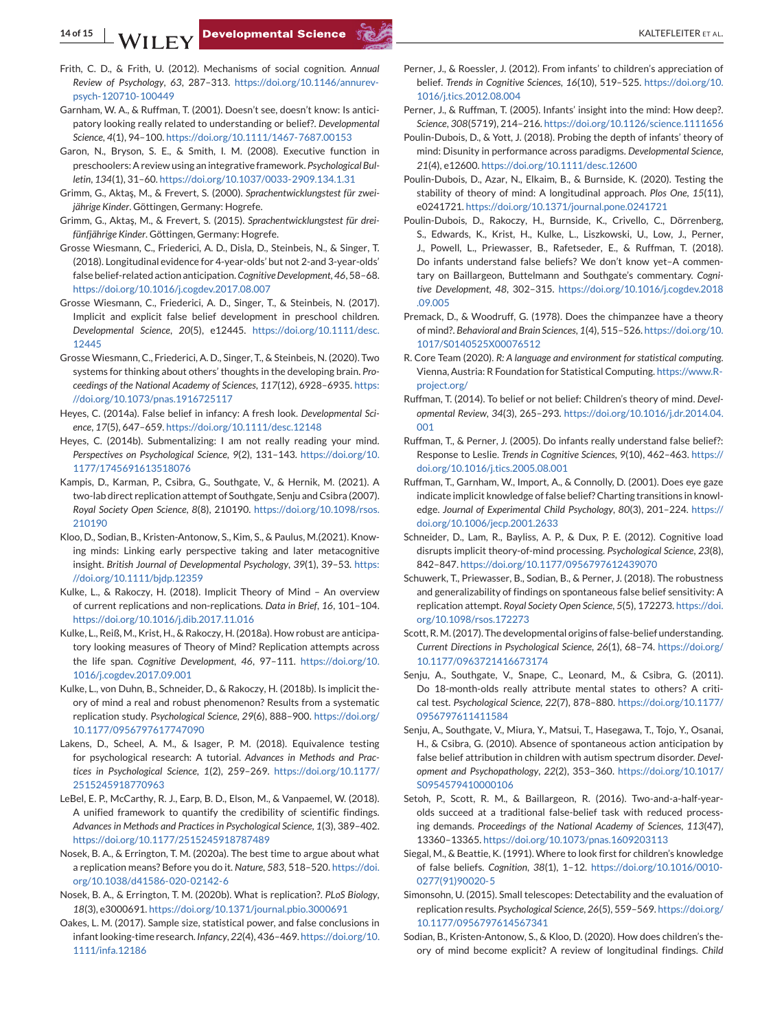Frith, C. D., & Frith, U. (2012). Mechanisms of social cognition. *Annual Review of Psychology*, *63*, 287–313. https://doi.org/10.1146/annurev-psych-120710-100449

Garnham, W. A., & Ruffman, T. (2001). Doesn't see, doesn't know: Is anticipatory looking really related to understanding or belief?. *Developmental Science*, *4*(1), 94–100. https://doi.org/10.1111/1467-7687.00153

Garon, N., Bryson, S. E., & Smith, I. M. (2008). Executive function in preschoolers: A review using an integrative framework. *Psychological Bulletin*, *134*(1), 31–60. https://doi.org/10.1037/0033-2909.134.1.31

Grimm, G., Aktaş, M., & Frevert, S. (2000). *Sprachentwicklungstest für zweijährige Kinder*. Göttingen, Germany: Hogrefe.

Grimm, G., Aktaş, M., & Frevert, S. (2015). *Sprachentwicklungstest für drei-fünfjährige Kinder*. Göttingen, Germany: Hogrefe.

Grosse Wiesmann, C., Friederici, A. D., Disla, D., Steinbeis, N., & Singer, T. (2018). Longitudinal evidence for 4-year-olds' but not 2-and 3-year-olds' false belief-related action anticipation. *Cognitive Development*, *46*, 58–68. https://doi.org/10.1016/j.cogdev.2017.08.007

Grosse Wiesmann, C., Friederici, A. D., Singer, T., & Steinbeis, N. (2017). Implicit and explicit false belief development in preschool children. *Developmental Science*, *20*(5), e12445. https://doi.org/10.1111/desc.12445

Grosse Wiesmann, C., Friederici, A. D., Singer, T., & Steinbeis, N. (2020). Two systems for thinking about others' thoughts in the developing brain. *Proceedings of the National Academy of Sciences*, *117*(12), 6928–6935. https://doi.org/10.1073/pnas.1916725117

Heyes, C. (2014a). False belief in infancy: A fresh look. *Developmental Science*, *17*(5), 647–659. https://doi.org/10.1111/desc.12148

Heyes, C. (2014b). Submentalizing: I am not really reading your mind. *Perspectives on Psychological Science*, *9*(2), 131–143. https://doi.org/10.1177/1745691613518076

Kampis, D., Karman, P., Csibra, G., Southgate, V., & Hernik, M. (2021). A two-lab direct replication attempt of Southgate, Senju and Csibra (2007). *Royal Society Open Science*, *8*(8), 210190. https://doi.org/10.1098/rsos.210190

Kloo, D., Sodian, B., Kristen-Antonow, S., Kim, S., & Paulus, M.(2021). Knowing minds: Linking early perspective taking and later metacognitive insight. *British Journal of Developmental Psychology*, *39*(1), 39–53. https://doi.org/10.1111/bjdp.12359

Kulke, L., & Rakoczy, H. (2018). Implicit Theory of Mind – An overview of current replications and non-replications. *Data in Brief*, *16*, 101–104. https://doi.org/10.1016/j.dib.2017.11.016

Kulke, L., Reiß, M., Krist, H., & Rakoczy, H. (2018a). How robust are anticipatory looking measures of Theory of Mind? Replication attempts across the life span. *Cognitive Development*, *46*, 97–111. https://doi.org/10.1016/j.cogdev.2017.09.001

Kulke, L., von Duhn, B., Schneider, D., & Rakoczy, H. (2018b). Is implicit theory of mind a real and robust phenomenon? Results from a systematic replication study. *Psychological Science*, *29*(6), 888–900. https://doi.org/10.1177/0956797617747090

Lakens, D., Scheel, A. M., & Isager, P. M. (2018). Equivalence testing for psychological research: A tutorial. *Advances in Methods and Practices in Psychological Science*, *1*(2), 259–269. https://doi.org/10.1177/2515245918770963

LeBel, E. P., McCarthy, R. J., Earp, B. D., Elson, M., & Vanpaemel, W. (2018). A unified framework to quantify the credibility of scientific findings. *Advances in Methods and Practices in Psychological Science*, *1*(3), 389–402. https://doi.org/10.1177/2515245918787489

Nosek, B. A., & Errington, T. M. (2020a). The best time to argue about what a replication means? Before you do it. *Nature*, *583*, 518–520. https://doi.org/10.1038/d41586-020-02142-6

Nosek, B. A., & Errington, T. M. (2020b). What is replication?. *PLoS Biology*, *18*(3), e3000691. https://doi.org/10.1371/journal.pbio.3000691

Oakes, L. M. (2017). Sample size, statistical power, and false conclusions in infant looking-time research. *Infancy*, *22*(4), 436–469. https://doi.org/10.1111/infa.12186

Perner, J., & Roessler, J. (2012). From infants' to children's appreciation of belief. *Trends in Cognitive Sciences*, *16*(10), 519–525. https://doi.org/10.1016/j.tics.2012.08.004

Perner, J., & Ruffman, T. (2005). Infants' insight into the mind: How deep?. *Science*, *308*(5719), 214–216. https://doi.org/10.1126/science.1111656

Poulin-Dubois, D., & Yott, J. (2018). Probing the depth of infants' theory of mind: Disunity in performance across paradigms. *Developmental Science*, *21*(4), e12600. https://doi.org/10.1111/desc.12600

Poulin-Dubois, D., Azar, N., Elkaim, B., & Burnside, K. (2020). Testing the stability of theory of mind: A longitudinal approach. *Plos One*, *15*(11), e0241721. https://doi.org/10.1371/journal.pone.0241721

Poulin-Dubois, D., Rakoczy, H., Burnside, K., Crivello, C., Dörrenberg, S., Edwards, K., Krist, H., Kulke, L., Liszkowski, U., Low, J., Perner, J., Powell, L., Priewasser, B., Rafetseder, E., & Ruffman, T. (2018). Do infants understand false beliefs? We don't know yet–A commentary on Baillargeon, Buttelmann and Southgate's commentary. *Cognitive Development*, *48*, 302–315. https://doi.org/10.1016/j.cogdev.2018.09.005

Premack, D., & Woodruff, G. (1978). Does the chimpanzee have a theory of mind?. *Behavioral and Brain Sciences*, *1*(4), 515–526. https://doi.org/10.1017/S0140525X00076512

R. Core Team (2020). *R: A language and environment for statistical computing*. Vienna, Austria: R Foundation for Statistical Computing. https://www.R-project.org/

Ruffman, T. (2014). To belief or not belief: Children's theory of mind. *Developmental Review*, *34*(3), 265–293. https://doi.org/10.1016/j.dr.2014.04.001

Ruffman, T., & Perner, J. (2005). Do infants really understand false belief?: Response to Leslie. *Trends in Cognitive Sciences*, *9*(10), 462–463. https://doi.org/10.1016/j.tics.2005.08.001

Ruffman, T., Garnham, W., Import, A., & Connolly, D. (2001). Does eye gaze indicate implicit knowledge of false belief? Charting transitions in knowledge. *Journal of Experimental Child Psychology*, *80*(3), 201–224. https://doi.org/10.1006/jecp.2001.2633

Schneider, D., Lam, R., Bayliss, A. P., & Dux, P. E. (2012). Cognitive load disrupts implicit theory-of-mind processing. *Psychological Science*, *23*(8), 842–847. https://doi.org/10.1177/0956797612439070

Schuwerk, T., Priewasser, B., Sodian, B., & Perner, J. (2018). The robustness and generalizability of findings on spontaneous false belief sensitivity: A replication attempt. *Royal Society Open Science*, *5*(5), 172273. https://doi.org/10.1098/rsos.172273

Scott, R. M. (2017). The developmental origins of false-belief understanding. *Current Directions in Psychological Science*, *26*(1), 68–74. https://doi.org/10.1177/0963721416673174

Senju, A., Southgate, V., Snape, C., Leonard, M., & Csibra, G. (2011). Do 18-month-olds really attribute mental states to others? A critical test. *Psychological Science*, *22*(7), 878–880. https://doi.org/10.1177/0956797611411584

Senju, A., Southgate, V., Miura, Y., Matsui, T., Hasegawa, T., Tojo, Y., Osanai, H., & Csibra, G. (2010). Absence of spontaneous action anticipation by false belief attribution in children with autism spectrum disorder. *Development and Psychopathology*, *22*(2), 353–360. https://doi.org/10.1017/S0954579410000106

Setoh, P., Scott, R. M., & Baillargeon, R. (2016). Two-and-a-half-year-olds succeed at a traditional false-belief task with reduced processing demands. *Proceedings of the National Academy of Sciences*, *113*(47), 13360–13365. https://doi.org/10.1073/pnas.1609203113

Siegal, M., & Beattie, K. (1991). Where to look first for children's knowledge of false beliefs. *Cognition*, *38*(1), 1–12. https://doi.org/10.1016/0010-0277(91)90020-5

Simonsohn, U. (2015). Small telescopes: Detectability and the evaluation of replication results. *Psychological Science*, *26*(5), 559–569. https://doi.org/10.1177/0956797614567341

Sodian, B., Kristen-Antonow, S., & Kloo, D. (2020). How does children's theory of mind become explicit? A review of longitudinal findings. *Child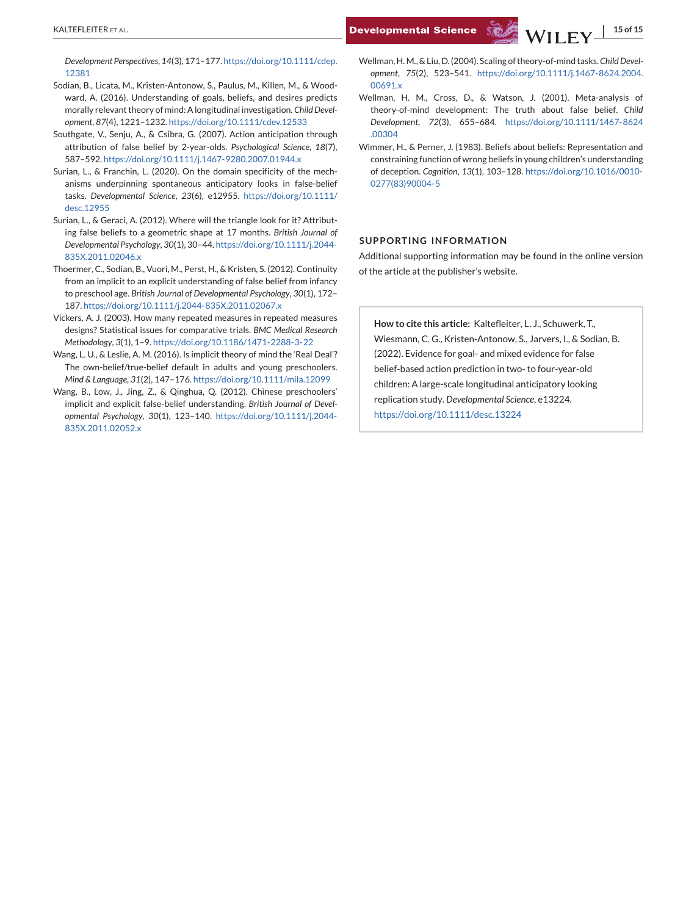*Development Perspectives*, *14*(3), 171–177. https://doi.org/10.1111/cdep.12381

Sodian, B., Licata, M., Kristen-Antonow, S., Paulus, M., Killen, M., & Woodward, A. (2016). Understanding of goals, beliefs, and desires predicts morally relevant theory of mind: A longitudinal investigation. *Child Development*, *87*(4), 1221–1232. https://doi.org/10.1111/cdev.12533

Southgate, V., Senju, A., & Csibra, G. (2007). Action anticipation through attribution of false belief by 2-year-olds. *Psychological Science*, *18*(7), 587–592. https://doi.org/10.1111/j.1467-9280.2007.01944.x

Surian, L., & Franchin, L. (2020). On the domain specificity of the mechanisms underpinning spontaneous anticipatory looks in false-belief tasks. *Developmental Science*, *23*(6), e12955. https://doi.org/10.1111/desc.12955

Surian, L., & Geraci, A. (2012). Where will the triangle look for it? Attributing false beliefs to a geometric shape at 17 months. *British Journal of Developmental Psychology*, *30*(1), 30–44. https://doi.org/10.1111/j.2044-835X.2011.02046.x

Thoermer, C., Sodian, B., Vuori, M., Perst, H., & Kristen, S. (2012). Continuity from an implicit to an explicit understanding of false belief from infancy to preschool age. *British Journal of Developmental Psychology*, *30*(1), 172–187. https://doi.org/10.1111/j.2044-835X.2011.02067.x

Vickers, A. J. (2003). How many repeated measures in repeated measures designs? Statistical issues for comparative trials. *BMC Medical Research Methodology*, *3*(1), 1–9. https://doi.org/10.1186/1471-2288-3-22

Wang, L. U., & Leslie, A. M. (2016). Is implicit theory of mind the 'Real Deal'? The own-belief/true-belief default in adults and young preschoolers. *Mind & Language*, *31*(2), 147–176. https://doi.org/10.1111/mila.12099

Wang, B., Low, J., Jing, Z., & Qinghua, Q. (2012). Chinese preschoolers' implicit and explicit false-belief understanding. *British Journal of Developmental Psychology*, *30*(1), 123–140. https://doi.org/10.1111/j.2044-835X.2011.02052.x

Wellman, H. M., & Liu, D. (2004). Scaling of theory-of-mind tasks. *Child Development*, *75*(2), 523–541. https://doi.org/10.1111/j.1467-8624.2004.00691.x

Wellman, H. M., Cross, D., & Watson, J. (2001). Meta-analysis of theory-of-mind development: The truth about false belief. *Child Development*, *72*(3), 655–684. https://doi.org/10.1111/1467-8624.00304

Wimmer, H., & Perner, J. (1983). Beliefs about beliefs: Representation and constraining function of wrong beliefs in young children's understanding of deception. *Cognition*, *13*(1), 103–128. https://doi.org/10.1016/0010-0277(83)90004-5

## SUPPORTING INFORMATION

Additional supporting information may be found in the online version of the article at the publisher's website.

**How to cite this article:** Kaltefleiter, L. J., Schuwerk, T., Wiesmann, C. G., Kristen-Antonow, S., Jarvers, I., & Sodian, B. (2022). Evidence for goal- and mixed evidence for false belief-based action prediction in two- to four-year-old children: A large-scale longitudinal anticipatory looking replication study. *Developmental Science*, e13224. https://doi.org/10.1111/desc.13224